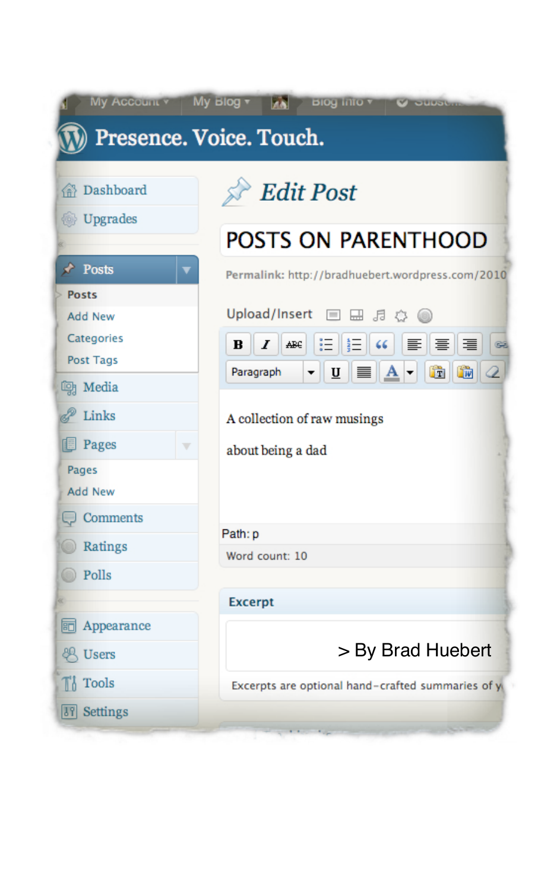# POSTS ON PARENTHOOD

A collection of raw musings

about being a dad

> By Brad Huebert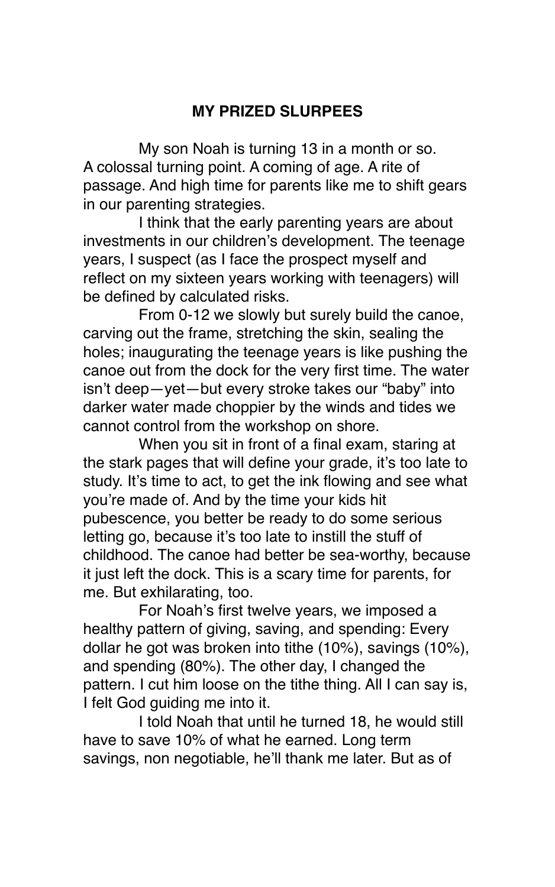## MY PRIZED SLURPEES

My son Noah is turning 13 in a month or so. A colossal turning point. A coming of age. A rite of passage. And high time for parents like me to shift gears in our parenting strategies.

I think that the early parenting years are about investments in our children's development. The teenage years, I suspect (as I face the prospect myself and reflect on my sixteen years working with teenagers) will be defined by calculated risks.

From 0-12 we slowly but surely build the canoe, carving out the frame, stretching the skin, sealing the holes; inaugurating the teenage years is like pushing the canoe out from the dock for the very first time. The water isn't deep—yet—but every stroke takes our "baby" into darker water made choppier by the winds and tides we cannot control from the workshop on shore.

When you sit in front of a final exam, staring at the stark pages that will define your grade, it's too late to study. It's time to act, to get the ink flowing and see what you're made of. And by the time your kids hit pubescence, you better be ready to do some serious letting go, because it's too late to instill the stuff of childhood. The canoe had better be sea-worthy, because it just left the dock. This is a scary time for parents, for me. But exhilarating, too.

For Noah's first twelve years, we imposed a healthy pattern of giving, saving, and spending: Every dollar he got was broken into tithe (10%), savings (10%), and spending (80%). The other day, I changed the pattern. I cut him loose on the tithe thing. All I can say is, I felt God guiding me into it.

I told Noah that until he turned 18, he would still have to save 10% of what he earned. Long term savings, non negotiable, he'll thank me later. But as of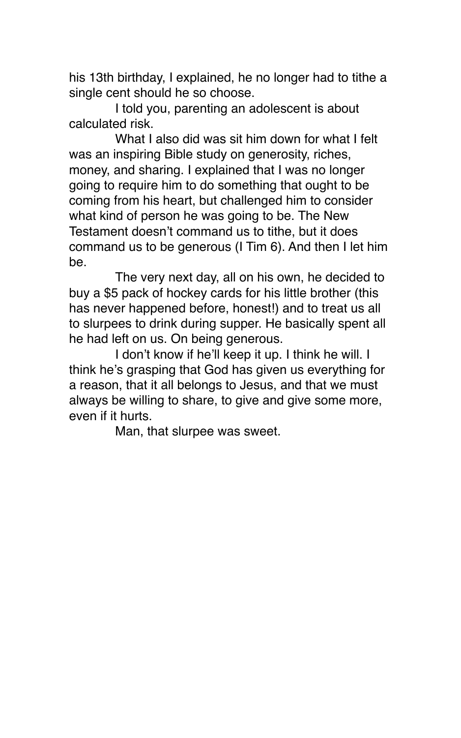his 13th birthday, I explained, he no longer had to tithe a single cent should he so choose.

I told you, parenting an adolescent is about calculated risk.

What I also did was sit him down for what I felt was an inspiring Bible study on generosity, riches, money, and sharing. I explained that I was no longer going to require him to do something that ought to be coming from his heart, but challenged him to consider what kind of person he was going to be. The New Testament doesn't command us to tithe, but it does command us to be generous (I Tim 6). And then I let him be.

The very next day, all on his own, he decided to buy a $5 pack of hockey cards for his little brother (this has never happened before, honest!) and to treat us all to slurpees to drink during supper. He basically spent all he had left on us. On being generous.

I don't know if he'll keep it up. I think he will. I think he's grasping that God has given us everything for a reason, that it all belongs to Jesus, and that we must always be willing to share, to give and give some more, even if it hurts.

Man, that slurpee was sweet.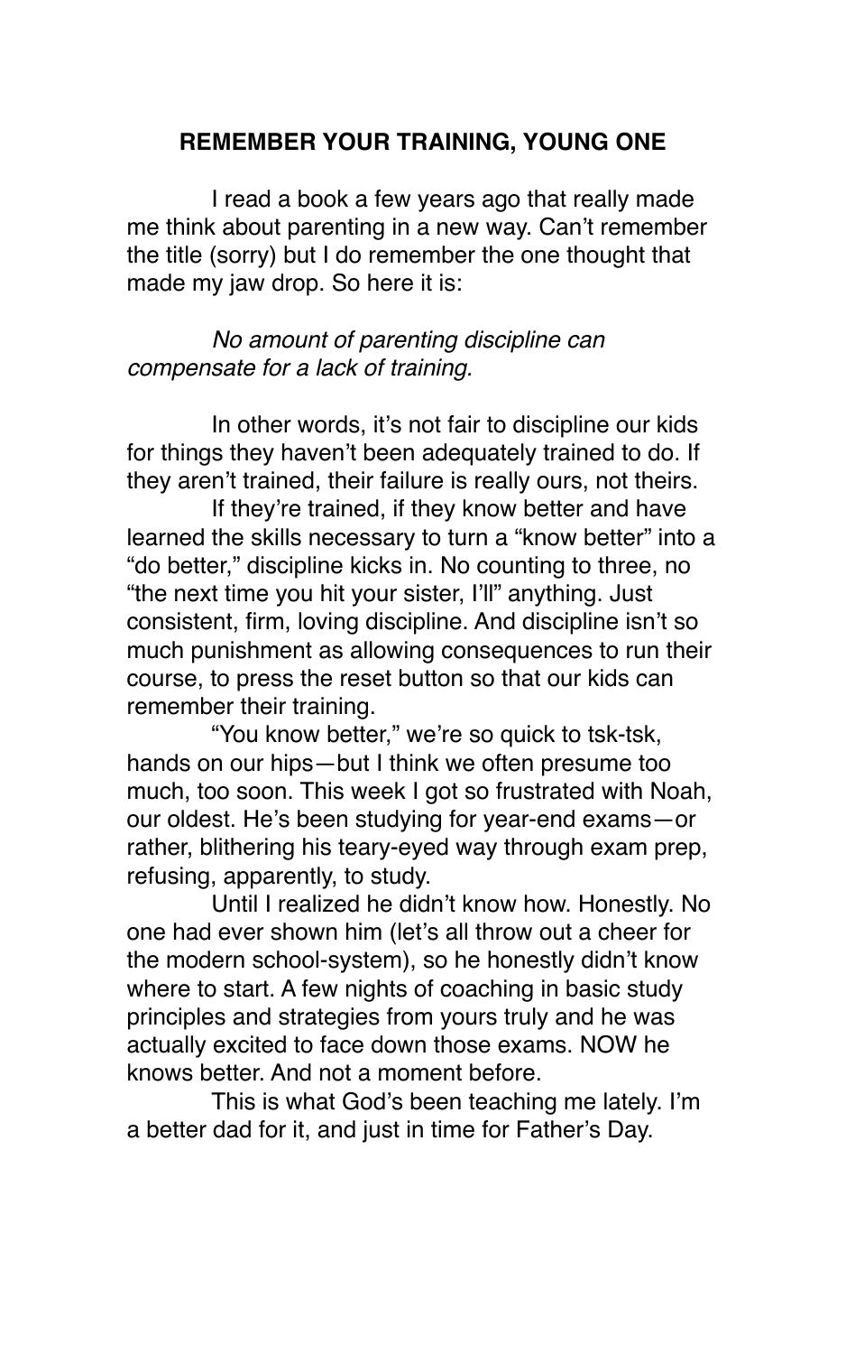## REMEMBER YOUR TRAINING, YOUNG ONE

I read a book a few years ago that really made me think about parenting in a new way. Can't remember the title (sorry) but I do remember the one thought that made my jaw drop. So here it is:

*No amount of parenting discipline can compensate for a lack of training.*

In other words, it's not fair to discipline our kids for things they haven't been adequately trained to do. If they aren't trained, their failure is really ours, not theirs.

If they're trained, if they know better and have learned the skills necessary to turn a "know better" into a "do better," discipline kicks in. No counting to three, no "the next time you hit your sister, I'll" anything. Just consistent, firm, loving discipline. And discipline isn't so much punishment as allowing consequences to run their course, to press the reset button so that our kids can remember their training.

"You know better," we're so quick to tsk-tsk, hands on our hips—but I think we often presume too much, too soon. This week I got so frustrated with Noah, our oldest. He's been studying for year-end exams—or rather, blithering his teary-eyed way through exam prep, refusing, apparently, to study.

Until I realized he didn't know how. Honestly. No one had ever shown him (let's all throw out a cheer for the modern school-system), so he honestly didn't know where to start. A few nights of coaching in basic study principles and strategies from yours truly and he was actually excited to face down those exams. NOW he knows better. And not a moment before.

This is what God's been teaching me lately. I'm a better dad for it, and just in time for Father's Day.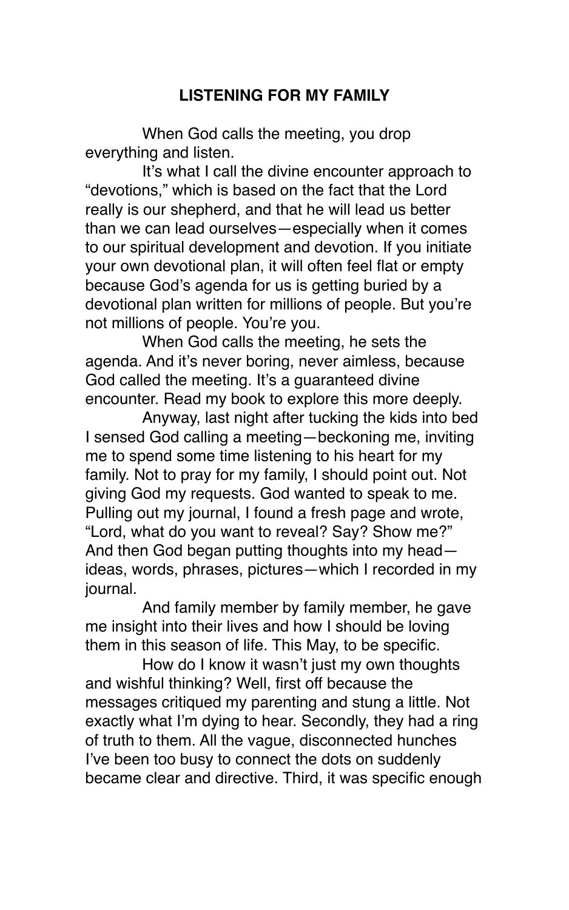## LISTENING FOR MY FAMILY

When God calls the meeting, you drop everything and listen.

It's what I call the divine encounter approach to "devotions," which is based on the fact that the Lord really is our shepherd, and that he will lead us better than we can lead ourselves—especially when it comes to our spiritual development and devotion. If you initiate your own devotional plan, it will often feel flat or empty because God's agenda for us is getting buried by a devotional plan written for millions of people. But you're not millions of people. You're you.

When God calls the meeting, he sets the agenda. And it's never boring, never aimless, because God called the meeting. It's a guaranteed divine encounter. Read my book to explore this more deeply.

Anyway, last night after tucking the kids into bed I sensed God calling a meeting—beckoning me, inviting me to spend some time listening to his heart for my family. Not to pray for my family, I should point out. Not giving God my requests. God wanted to speak to me. Pulling out my journal, I found a fresh page and wrote, "Lord, what do you want to reveal? Say? Show me?" And then God began putting thoughts into my head—ideas, words, phrases, pictures—which I recorded in my journal.

And family member by family member, he gave me insight into their lives and how I should be loving them in this season of life. This May, to be specific.

How do I know it wasn't just my own thoughts and wishful thinking? Well, first off because the messages critiqued my parenting and stung a little. Not exactly what I'm dying to hear. Secondly, they had a ring of truth to them. All the vague, disconnected hunches I've been too busy to connect the dots on suddenly became clear and directive. Third, it was specific enough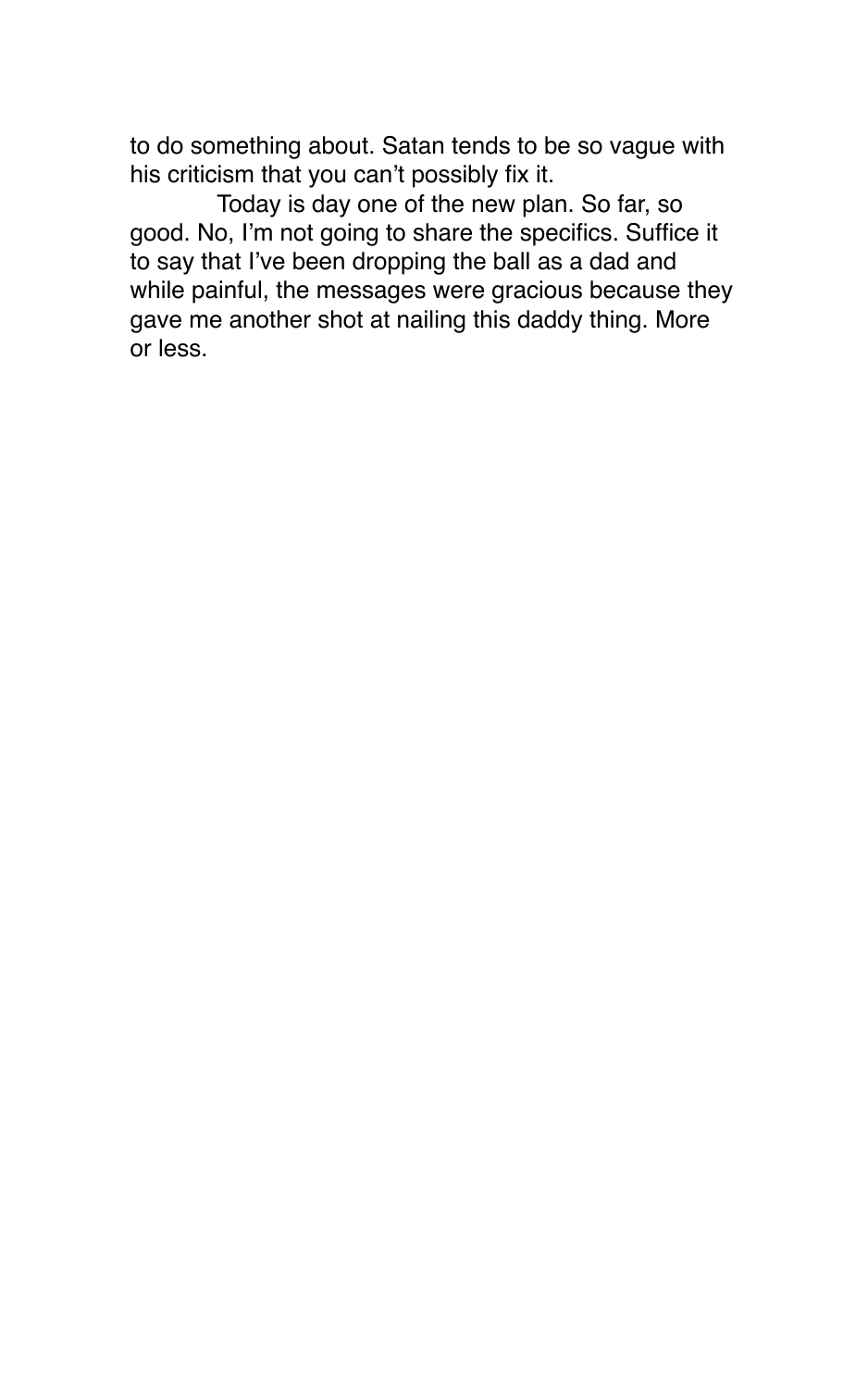to do something about. Satan tends to be so vague with his criticism that you can't possibly fix it.

Today is day one of the new plan. So far, so good. No, I'm not going to share the specifics. Suffice it to say that I've been dropping the ball as a dad and while painful, the messages were gracious because they gave me another shot at nailing this daddy thing. More or less.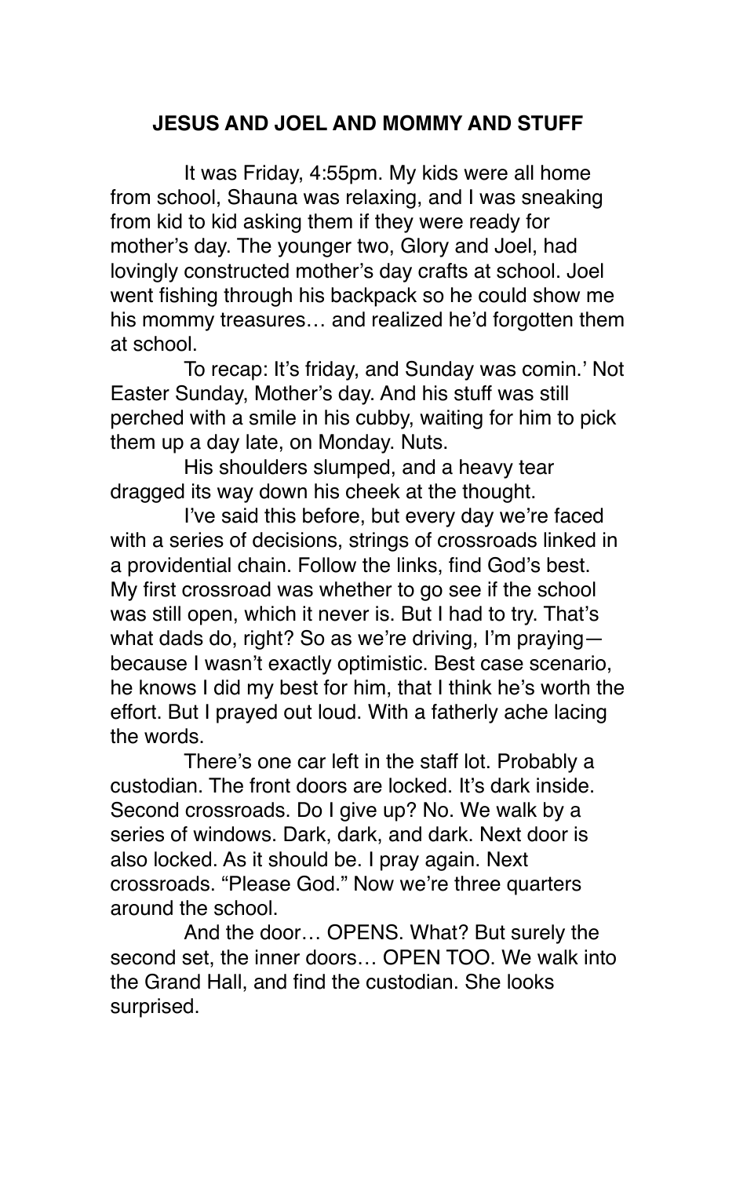## JESUS AND JOEL AND MOMMY AND STUFF

It was Friday, 4:55pm. My kids were all home from school, Shauna was relaxing, and I was sneaking from kid to kid asking them if they were ready for mother's day. The younger two, Glory and Joel, had lovingly constructed mother's day crafts at school. Joel went fishing through his backpack so he could show me his mommy treasures… and realized he'd forgotten them at school.

To recap: It's friday, and Sunday was comin.' Not Easter Sunday, Mother's day. And his stuff was still perched with a smile in his cubby, waiting for him to pick them up a day late, on Monday. Nuts.

His shoulders slumped, and a heavy tear dragged its way down his cheek at the thought.

I've said this before, but every day we're faced with a series of decisions, strings of crossroads linked in a providential chain. Follow the links, find God's best. My first crossroad was whether to go see if the school was still open, which it never is. But I had to try. That's what dads do, right? So as we're driving, I'm praying—because I wasn't exactly optimistic. Best case scenario, he knows I did my best for him, that I think he's worth the effort. But I prayed out loud. With a fatherly ache lacing the words.

There's one car left in the staff lot. Probably a custodian. The front doors are locked. It's dark inside. Second crossroads. Do I give up? No. We walk by a series of windows. Dark, dark, and dark. Next door is also locked. As it should be. I pray again. Next crossroads. "Please God." Now we're three quarters around the school.

And the door… OPENS. What? But surely the second set, the inner doors… OPEN TOO. We walk into the Grand Hall, and find the custodian. She looks surprised.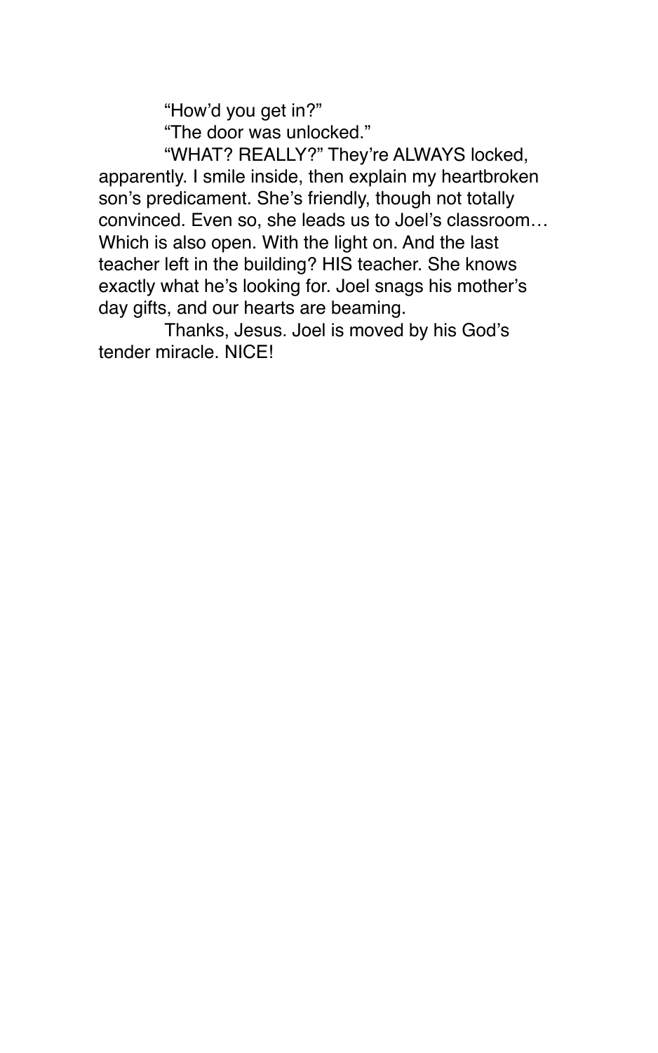"How'd you get in?"

"The door was unlocked."

"WHAT? REALLY?" They're ALWAYS locked, apparently. I smile inside, then explain my heartbroken son's predicament. She's friendly, though not totally convinced. Even so, she leads us to Joel's classroom… Which is also open. With the light on. And the last teacher left in the building? HIS teacher. She knows exactly what he's looking for. Joel snags his mother's day gifts, and our hearts are beaming.

Thanks, Jesus. Joel is moved by his God's tender miracle. NICE!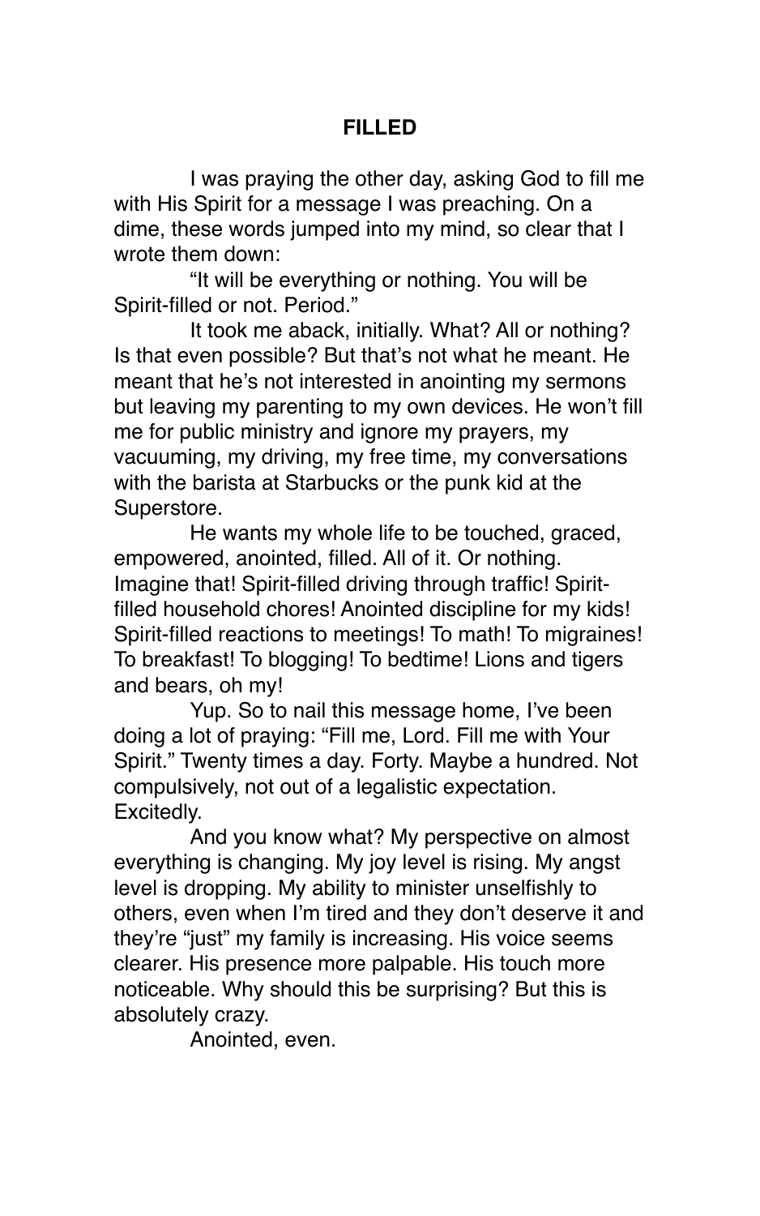# FILLED

I was praying the other day, asking God to fill me with His Spirit for a message I was preaching. On a dime, these words jumped into my mind, so clear that I wrote them down:

"It will be everything or nothing. You will be Spirit-filled or not. Period."

It took me aback, initially. What? All or nothing? Is that even possible? But that's not what he meant. He meant that he's not interested in anointing my sermons but leaving my parenting to my own devices. He won't fill me for public ministry and ignore my prayers, my vacuuming, my driving, my free time, my conversations with the barista at Starbucks or the punk kid at the Superstore.

He wants my whole life to be touched, graced, empowered, anointed, filled. All of it. Or nothing. Imagine that! Spirit-filled driving through traffic! Spirit-filled household chores! Anointed discipline for my kids! Spirit-filled reactions to meetings! To math! To migraines! To breakfast! To blogging! To bedtime! Lions and tigers and bears, oh my!

Yup. So to nail this message home, I've been doing a lot of praying: "Fill me, Lord. Fill me with Your Spirit." Twenty times a day. Forty. Maybe a hundred. Not compulsively, not out of a legalistic expectation. Excitedly.

And you know what? My perspective on almost everything is changing. My joy level is rising. My angst level is dropping. My ability to minister unselfishly to others, even when I'm tired and they don't deserve it and they're "just" my family is increasing. His voice seems clearer. His presence more palpable. His touch more noticeable. Why should this be surprising? But this is absolutely crazy.

Anointed, even.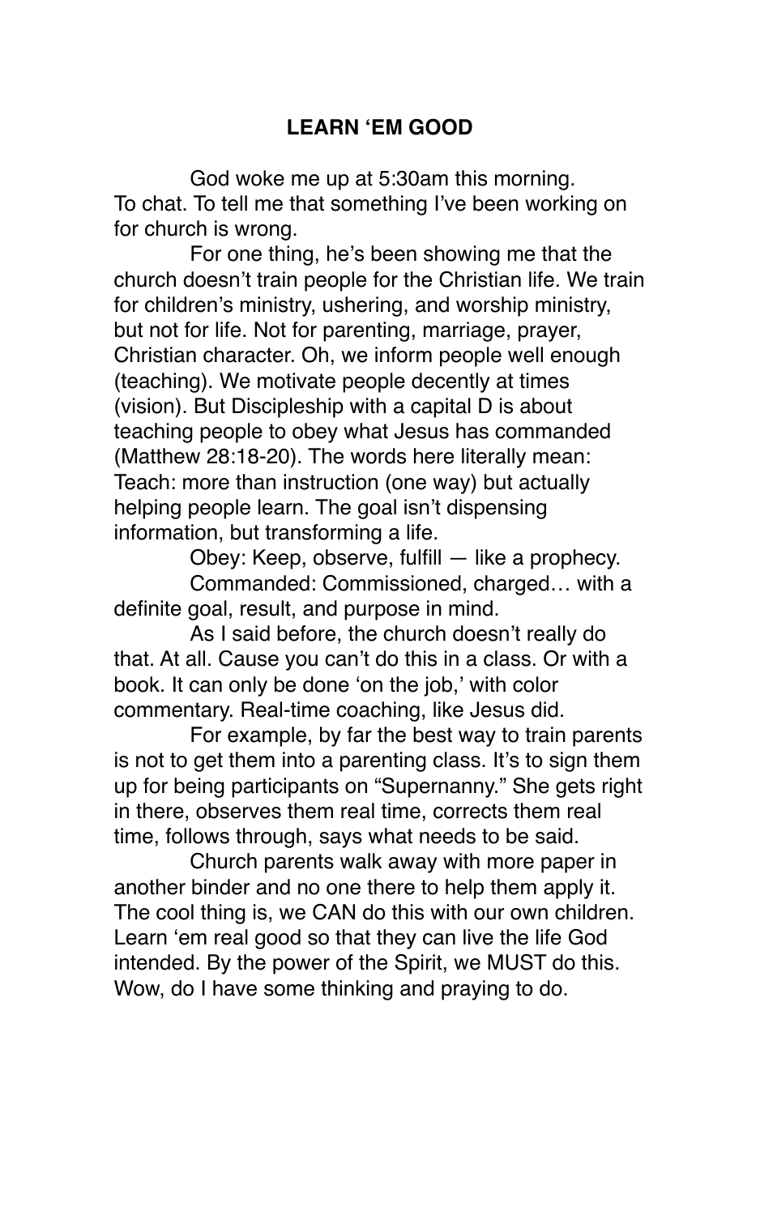## LEARN 'EM GOOD

God woke me up at 5:30am this morning. To chat. To tell me that something I've been working on for church is wrong.

For one thing, he's been showing me that the church doesn't train people for the Christian life. We train for children's ministry, ushering, and worship ministry, but not for life. Not for parenting, marriage, prayer, Christian character. Oh, we inform people well enough (teaching). We motivate people decently at times (vision). But Discipleship with a capital D is about teaching people to obey what Jesus has commanded (Matthew 28:18-20). The words here literally mean: Teach: more than instruction (one way) but actually helping people learn. The goal isn't dispensing information, but transforming a life.

Obey: Keep, observe, fulfill — like a prophecy.

Commanded: Commissioned, charged… with a definite goal, result, and purpose in mind.

As I said before, the church doesn't really do that. At all. Cause you can't do this in a class. Or with a book. It can only be done 'on the job,' with color commentary. Real-time coaching, like Jesus did.

For example, by far the best way to train parents is not to get them into a parenting class. It's to sign them up for being participants on "Supernanny." She gets right in there, observes them real time, corrects them real time, follows through, says what needs to be said.

Church parents walk away with more paper in another binder and no one there to help them apply it. The cool thing is, we CAN do this with our own children. Learn 'em real good so that they can live the life God intended. By the power of the Spirit, we MUST do this. Wow, do I have some thinking and praying to do.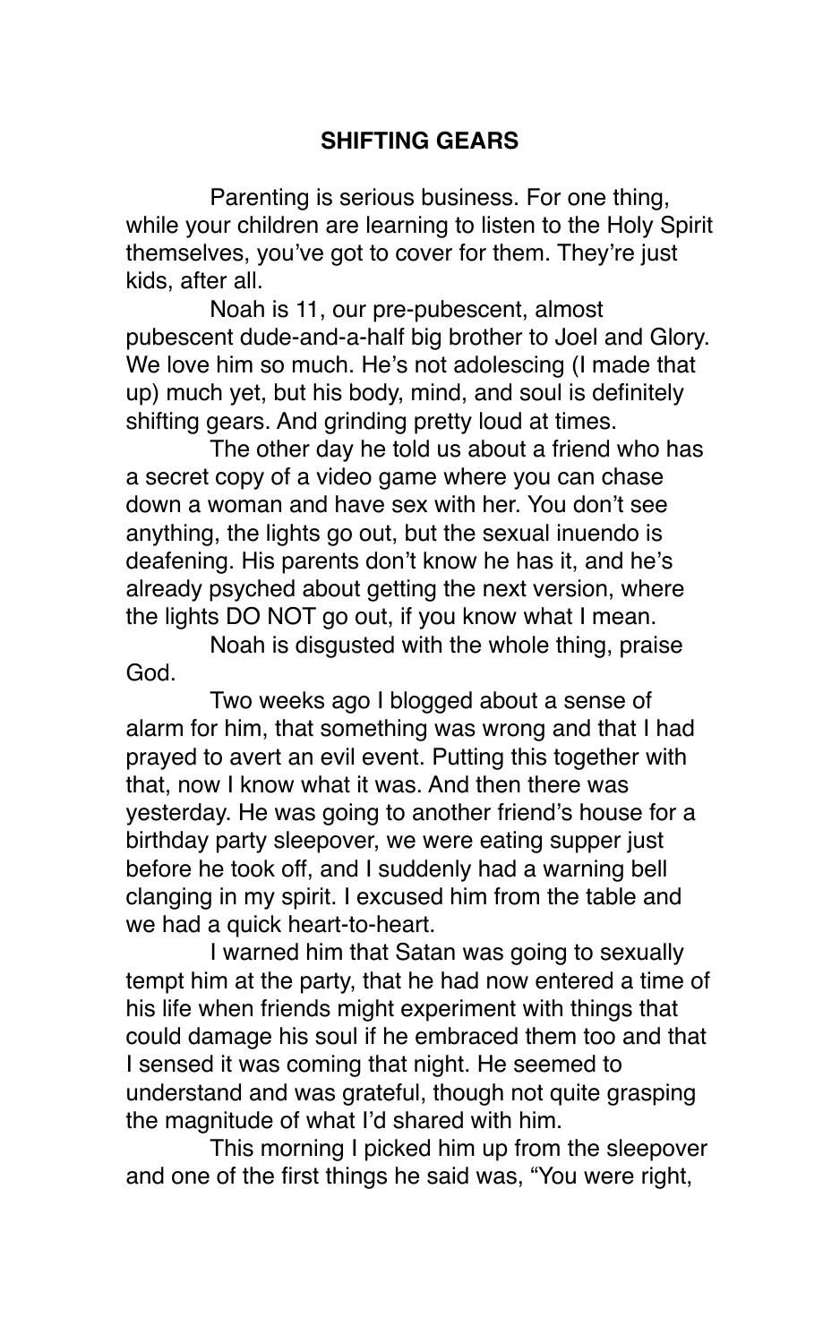## SHIFTING GEARS

Parenting is serious business. For one thing, while your children are learning to listen to the Holy Spirit themselves, you've got to cover for them. They're just kids, after all.

Noah is 11, our pre-pubescent, almost pubescent dude-and-a-half big brother to Joel and Glory. We love him so much. He's not adolescing (I made that up) much yet, but his body, mind, and soul is definitely shifting gears. And grinding pretty loud at times.

The other day he told us about a friend who has a secret copy of a video game where you can chase down a woman and have sex with her. You don't see anything, the lights go out, but the sexual inuendo is deafening. His parents don't know he has it, and he's already psyched about getting the next version, where the lights DO NOT go out, if you know what I mean.

Noah is disgusted with the whole thing, praise God.

Two weeks ago I blogged about a sense of alarm for him, that something was wrong and that I had prayed to avert an evil event. Putting this together with that, now I know what it was. And then there was yesterday. He was going to another friend's house for a birthday party sleepover, we were eating supper just before he took off, and I suddenly had a warning bell clanging in my spirit. I excused him from the table and we had a quick heart-to-heart.

I warned him that Satan was going to sexually tempt him at the party, that he had now entered a time of his life when friends might experiment with things that could damage his soul if he embraced them too and that I sensed it was coming that night. He seemed to understand and was grateful, though not quite grasping the magnitude of what I'd shared with him.

This morning I picked him up from the sleepover and one of the first things he said was, "You were right,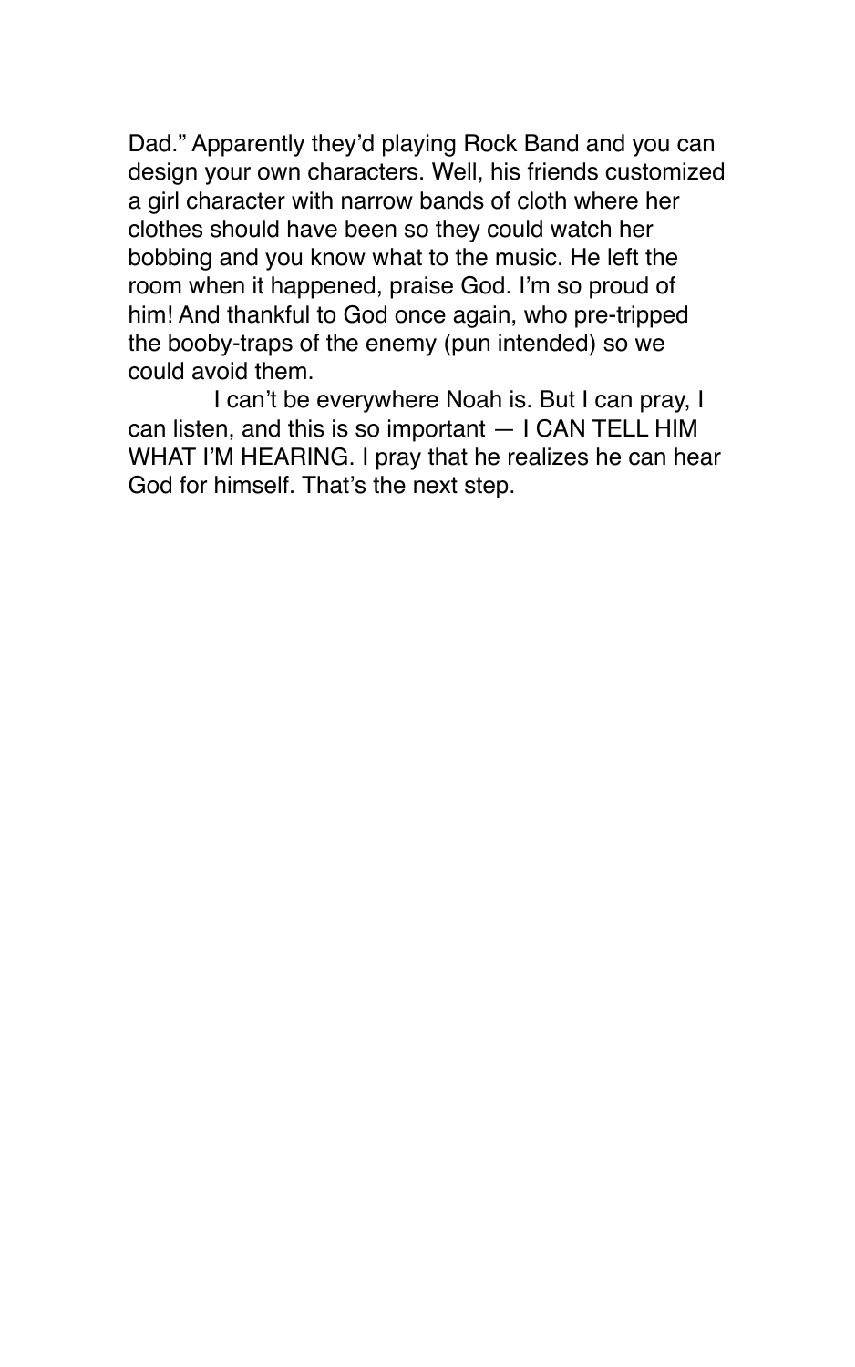Dad." Apparently they'd playing Rock Band and you can design your own characters. Well, his friends customized a girl character with narrow bands of cloth where her clothes should have been so they could watch her bobbing and you know what to the music. He left the room when it happened, praise God. I'm so proud of him! And thankful to God once again, who pre-tripped the booby-traps of the enemy (pun intended) so we could avoid them.

I can't be everywhere Noah is. But I can pray, I can listen, and this is so important — I CAN TELL HIM WHAT I'M HEARING. I pray that he realizes he can hear God for himself. That's the next step.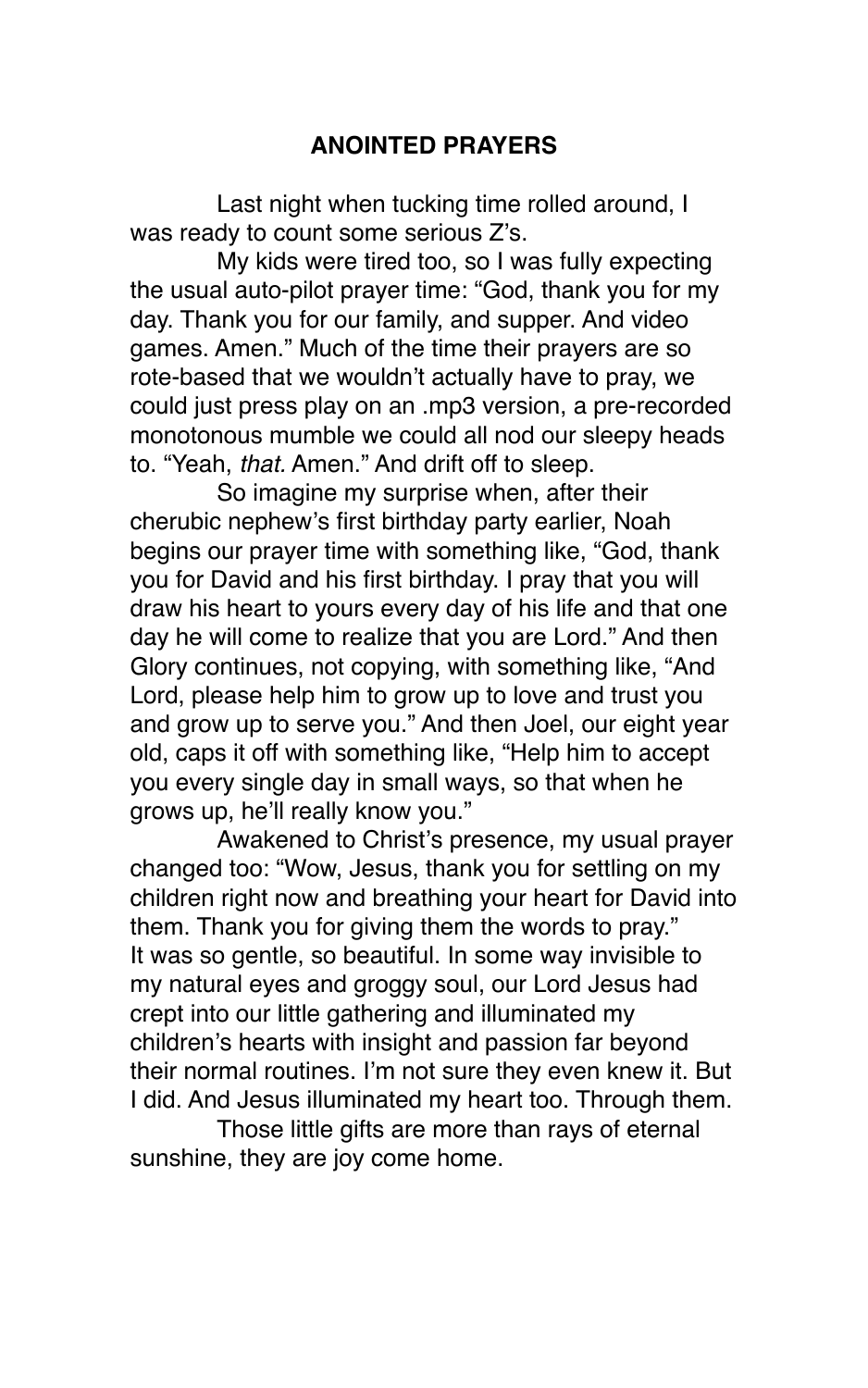## ANOINTED PRAYERS

Last night when tucking time rolled around, I was ready to count some serious Z's.

My kids were tired too, so I was fully expecting the usual auto-pilot prayer time: "God, thank you for my day. Thank you for our family, and supper. And video games. Amen." Much of the time their prayers are so rote-based that we wouldn't actually have to pray, we could just press play on an .mp3 version, a pre-recorded monotonous mumble we could all nod our sleepy heads to. "Yeah, *that.* Amen." And drift off to sleep.

So imagine my surprise when, after their cherubic nephew's first birthday party earlier, Noah begins our prayer time with something like, "God, thank you for David and his first birthday. I pray that you will draw his heart to yours every day of his life and that one day he will come to realize that you are Lord." And then Glory continues, not copying, with something like, "And Lord, please help him to grow up to love and trust you and grow up to serve you." And then Joel, our eight year old, caps it off with something like, "Help him to accept you every single day in small ways, so that when he grows up, he'll really know you."

Awakened to Christ's presence, my usual prayer changed too: "Wow, Jesus, thank you for settling on my children right now and breathing your heart for David into them. Thank you for giving them the words to pray." It was so gentle, so beautiful. In some way invisible to my natural eyes and groggy soul, our Lord Jesus had crept into our little gathering and illuminated my children's hearts with insight and passion far beyond their normal routines. I'm not sure they even knew it. But I did. And Jesus illuminated my heart too. Through them.

Those little gifts are more than rays of eternal sunshine, they are joy come home.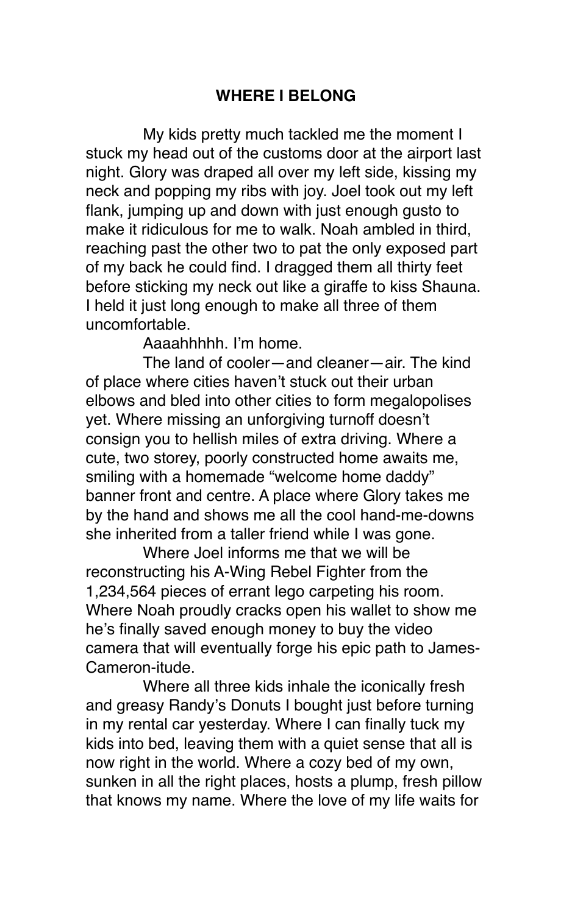**WHERE I BELONG**

My kids pretty much tackled me the moment I stuck my head out of the customs door at the airport last night. Glory was draped all over my left side, kissing my neck and popping my ribs with joy. Joel took out my left flank, jumping up and down with just enough gusto to make it ridiculous for me to walk. Noah ambled in third, reaching past the other two to pat the only exposed part of my back he could find. I dragged them all thirty feet before sticking my neck out like a giraffe to kiss Shauna. I held it just long enough to make all three of them uncomfortable.

Aaaahhhhh. I'm home.

The land of cooler—and cleaner—air. The kind of place where cities haven't stuck out their urban elbows and bled into other cities to form megalopolises yet. Where missing an unforgiving turnoff doesn't consign you to hellish miles of extra driving. Where a cute, two storey, poorly constructed home awaits me, smiling with a homemade "welcome home daddy" banner front and centre. A place where Glory takes me by the hand and shows me all the cool hand-me-downs she inherited from a taller friend while I was gone.

Where Joel informs me that we will be reconstructing his A-Wing Rebel Fighter from the 1,234,564 pieces of errant lego carpeting his room. Where Noah proudly cracks open his wallet to show me he's finally saved enough money to buy the video camera that will eventually forge his epic path to James-Cameron-itude.

Where all three kids inhale the iconically fresh and greasy Randy's Donuts I bought just before turning in my rental car yesterday. Where I can finally tuck my kids into bed, leaving them with a quiet sense that all is now right in the world. Where a cozy bed of my own, sunken in all the right places, hosts a plump, fresh pillow that knows my name. Where the love of my life waits for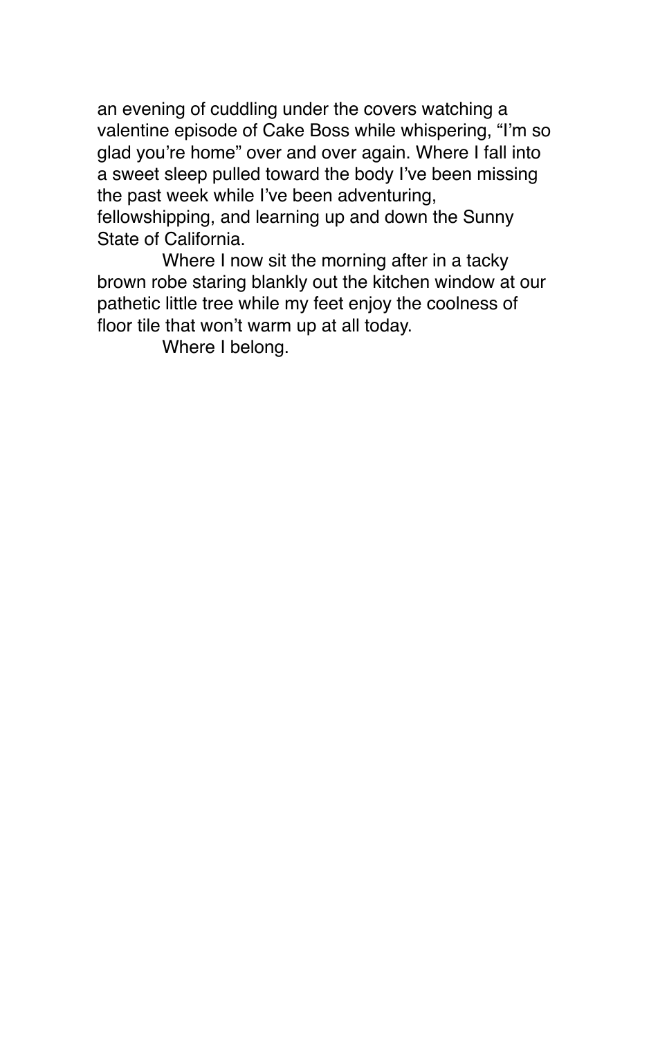an evening of cuddling under the covers watching a valentine episode of Cake Boss while whispering, "I'm so glad you're home" over and over again. Where I fall into a sweet sleep pulled toward the body I've been missing the past week while I've been adventuring, fellowshipping, and learning up and down the Sunny State of California.

Where I now sit the morning after in a tacky brown robe staring blankly out the kitchen window at our pathetic little tree while my feet enjoy the coolness of floor tile that won't warm up at all today.

Where I belong.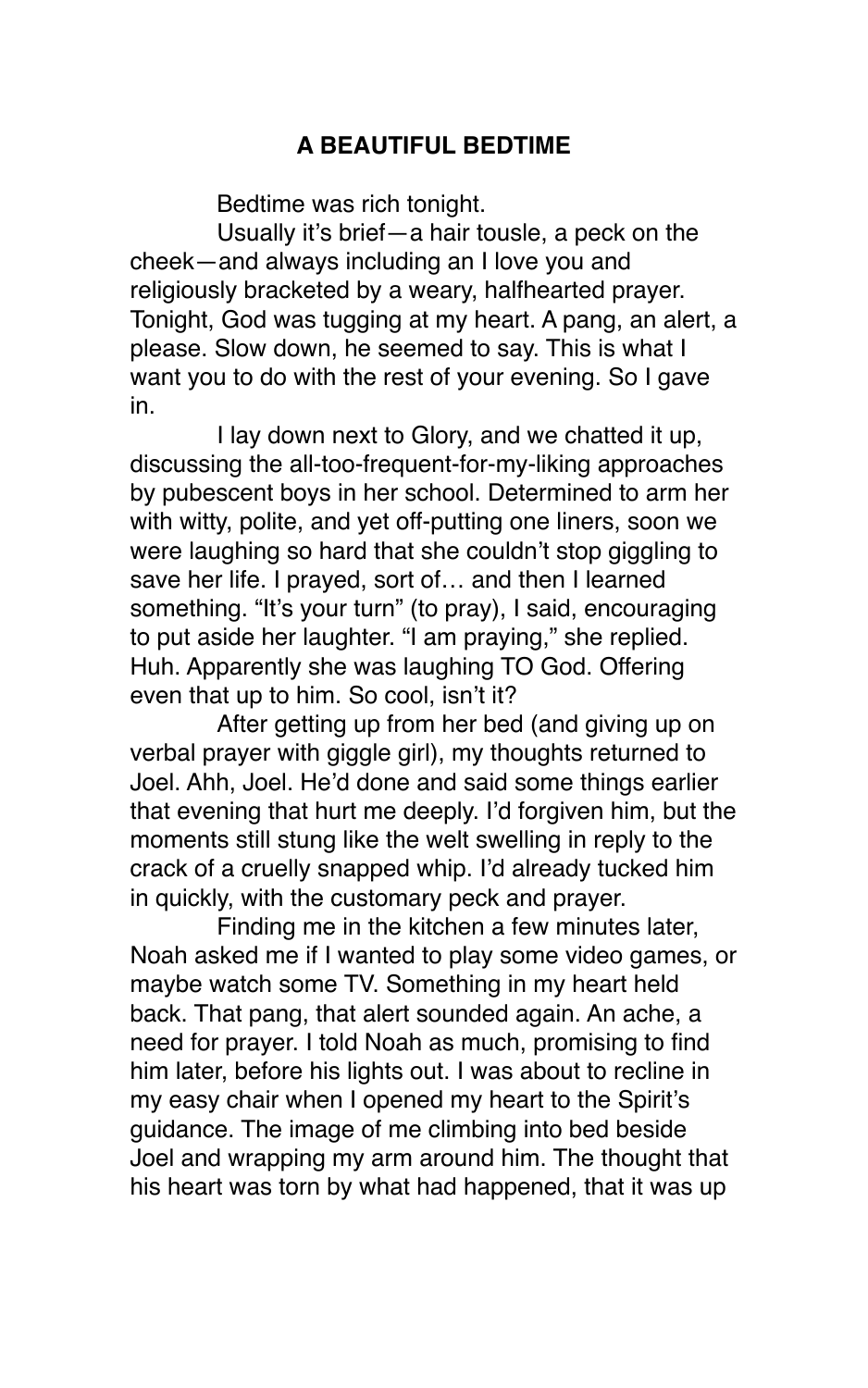## A BEAUTIFUL BEDTIME

Bedtime was rich tonight.

Usually it's brief—a hair tousle, a peck on the cheek—and always including an I love you and religiously bracketed by a weary, halfhearted prayer. Tonight, God was tugging at my heart. A pang, an alert, a please. Slow down, he seemed to say. This is what I want you to do with the rest of your evening. So I gave in.

I lay down next to Glory, and we chatted it up, discussing the all-too-frequent-for-my-liking approaches by pubescent boys in her school. Determined to arm her with witty, polite, and yet off-putting one liners, soon we were laughing so hard that she couldn't stop giggling to save her life. I prayed, sort of… and then I learned something. "It's your turn" (to pray), I said, encouraging to put aside her laughter. "I am praying," she replied. Huh. Apparently she was laughing TO God. Offering even that up to him. So cool, isn't it?

After getting up from her bed (and giving up on verbal prayer with giggle girl), my thoughts returned to Joel. Ahh, Joel. He'd done and said some things earlier that evening that hurt me deeply. I'd forgiven him, but the moments still stung like the welt swelling in reply to the crack of a cruelly snapped whip. I'd already tucked him in quickly, with the customary peck and prayer.

Finding me in the kitchen a few minutes later, Noah asked me if I wanted to play some video games, or maybe watch some TV. Something in my heart held back. That pang, that alert sounded again. An ache, a need for prayer. I told Noah as much, promising to find him later, before his lights out. I was about to recline in my easy chair when I opened my heart to the Spirit's guidance. The image of me climbing into bed beside Joel and wrapping my arm around him. The thought that his heart was torn by what had happened, that it was up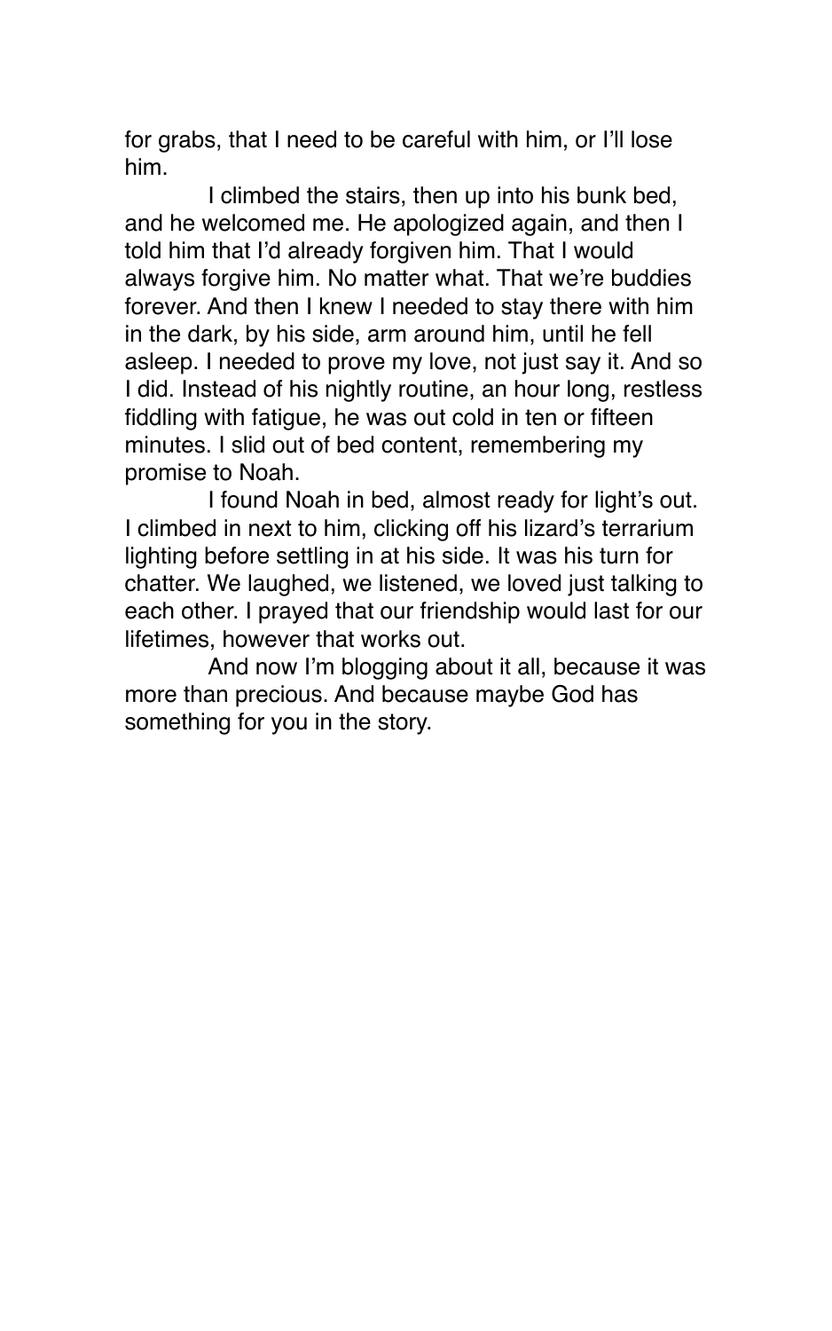for grabs, that I need to be careful with him, or I'll lose him.

I climbed the stairs, then up into his bunk bed, and he welcomed me. He apologized again, and then I told him that I'd already forgiven him. That I would always forgive him. No matter what. That we're buddies forever. And then I knew I needed to stay there with him in the dark, by his side, arm around him, until he fell asleep. I needed to prove my love, not just say it. And so I did. Instead of his nightly routine, an hour long, restless fiddling with fatigue, he was out cold in ten or fifteen minutes. I slid out of bed content, remembering my promise to Noah.

I found Noah in bed, almost ready for light's out. I climbed in next to him, clicking off his lizard's terrarium lighting before settling in at his side. It was his turn for chatter. We laughed, we listened, we loved just talking to each other. I prayed that our friendship would last for our lifetimes, however that works out.

And now I'm blogging about it all, because it was more than precious. And because maybe God has something for you in the story.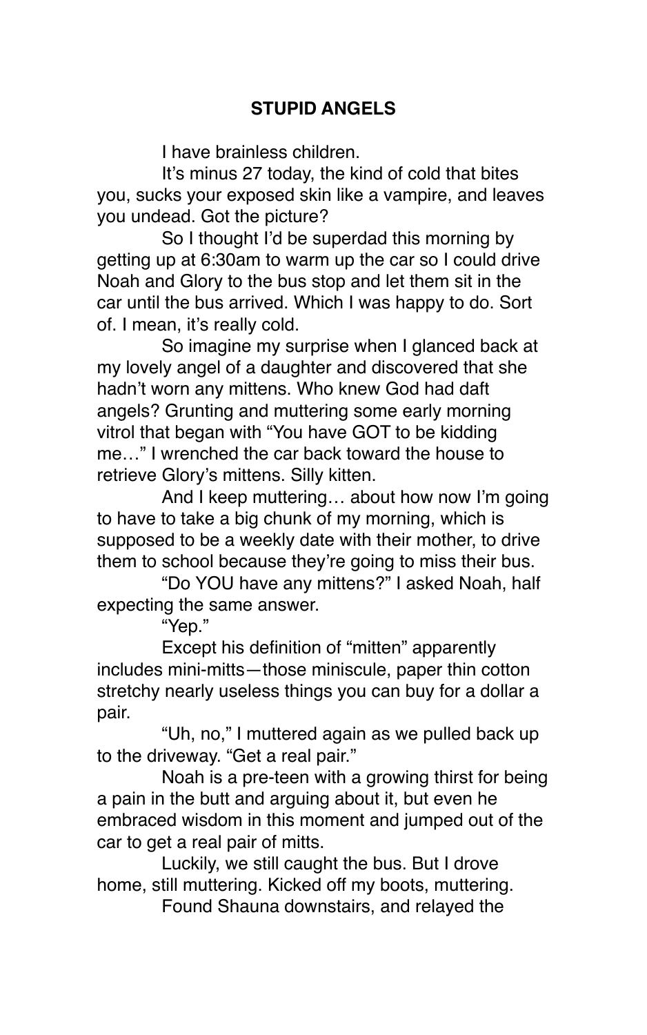## STUPID ANGELS

I have brainless children.

It's minus 27 today, the kind of cold that bites you, sucks your exposed skin like a vampire, and leaves you undead. Got the picture?

So I thought I'd be superdad this morning by getting up at 6:30am to warm up the car so I could drive Noah and Glory to the bus stop and let them sit in the car until the bus arrived. Which I was happy to do. Sort of. I mean, it's really cold.

So imagine my surprise when I glanced back at my lovely angel of a daughter and discovered that she hadn't worn any mittens. Who knew God had daft angels? Grunting and muttering some early morning vitrol that began with "You have GOT to be kidding me…" I wrenched the car back toward the house to retrieve Glory's mittens. Silly kitten.

And I keep muttering… about how now I'm going to have to take a big chunk of my morning, which is supposed to be a weekly date with their mother, to drive them to school because they're going to miss their bus.

"Do YOU have any mittens?" I asked Noah, half expecting the same answer.

"Yep."

Except his definition of "mitten" apparently includes mini-mitts—those miniscule, paper thin cotton stretchy nearly useless things you can buy for a dollar a pair.

"Uh, no," I muttered again as we pulled back up to the driveway. "Get a real pair."

Noah is a pre-teen with a growing thirst for being a pain in the butt and arguing about it, but even he embraced wisdom in this moment and jumped out of the car to get a real pair of mitts.

Luckily, we still caught the bus. But I drove home, still muttering. Kicked off my boots, muttering.

Found Shauna downstairs, and relayed the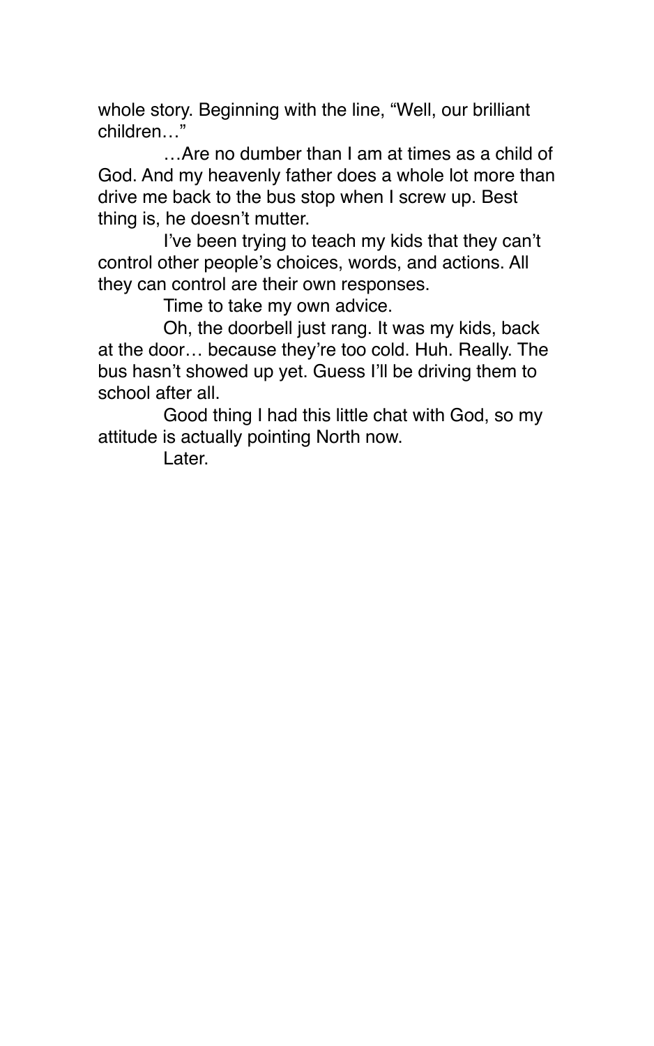whole story. Beginning with the line, "Well, our brilliant children…"

…Are no dumber than I am at times as a child of God. And my heavenly father does a whole lot more than drive me back to the bus stop when I screw up. Best thing is, he doesn't mutter.

I've been trying to teach my kids that they can't control other people's choices, words, and actions. All they can control are their own responses.

Time to take my own advice.

Oh, the doorbell just rang. It was my kids, back at the door… because they're too cold. Huh. Really. The bus hasn't showed up yet. Guess I'll be driving them to school after all.

Good thing I had this little chat with God, so my attitude is actually pointing North now.

Later.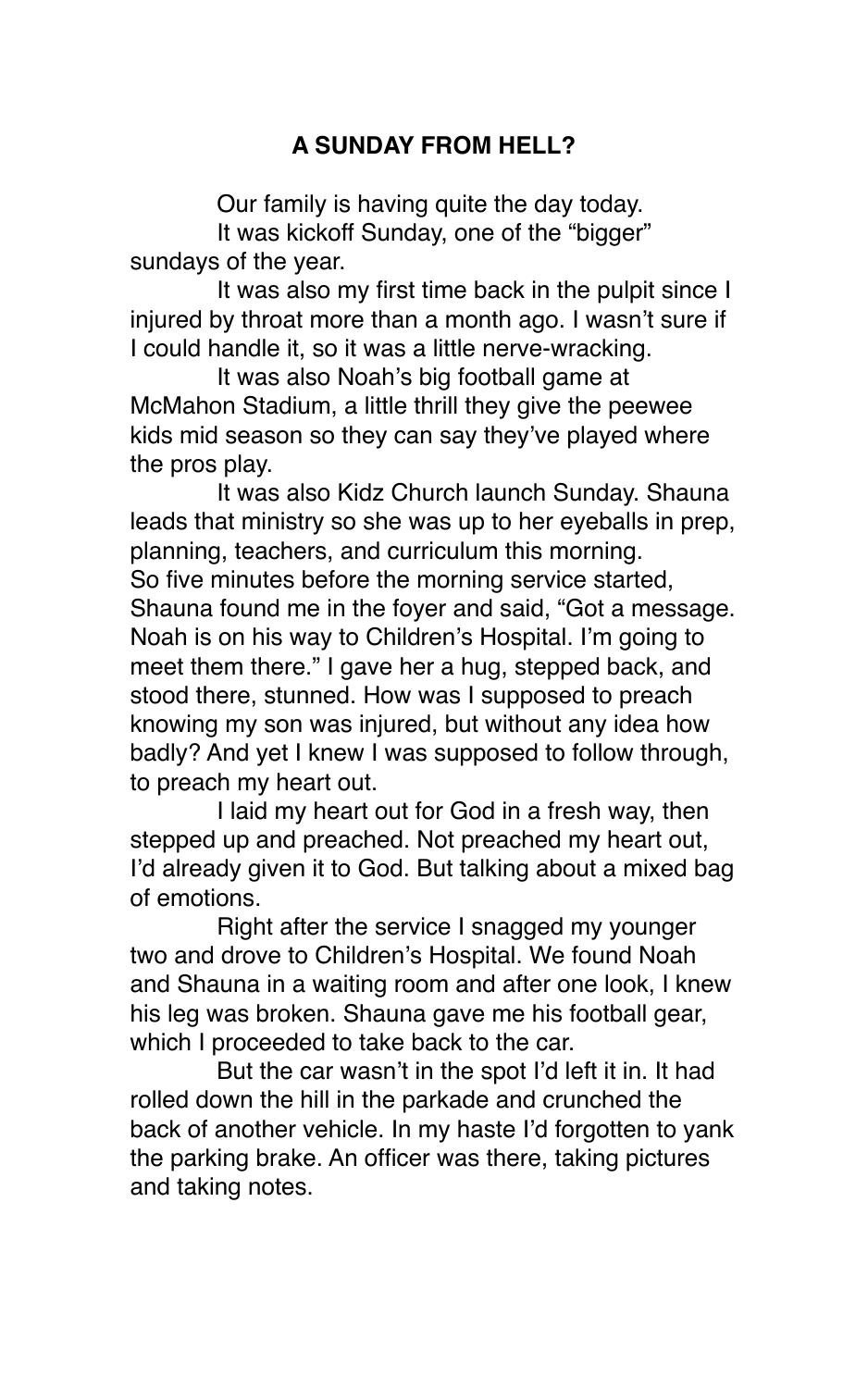## A SUNDAY FROM HELL?

Our family is having quite the day today.

It was kickoff Sunday, one of the "bigger" sundays of the year.

It was also my first time back in the pulpit since I injured by throat more than a month ago. I wasn't sure if I could handle it, so it was a little nerve-wracking.

It was also Noah's big football game at McMahon Stadium, a little thrill they give the peewee kids mid season so they can say they've played where the pros play.

It was also Kidz Church launch Sunday. Shauna leads that ministry so she was up to her eyeballs in prep, planning, teachers, and curriculum this morning.

So five minutes before the morning service started, Shauna found me in the foyer and said, "Got a message. Noah is on his way to Children's Hospital. I'm going to meet them there." I gave her a hug, stepped back, and stood there, stunned. How was I supposed to preach knowing my son was injured, but without any idea how badly? And yet I knew I was supposed to follow through, to preach my heart out.

I laid my heart out for God in a fresh way, then stepped up and preached. Not preached my heart out, I'd already given it to God. But talking about a mixed bag of emotions.

Right after the service I snagged my younger two and drove to Children's Hospital. We found Noah and Shauna in a waiting room and after one look, I knew his leg was broken. Shauna gave me his football gear, which I proceeded to take back to the car.

But the car wasn't in the spot I'd left it in. It had rolled down the hill in the parkade and crunched the back of another vehicle. In my haste I'd forgotten to yank the parking brake. An officer was there, taking pictures and taking notes.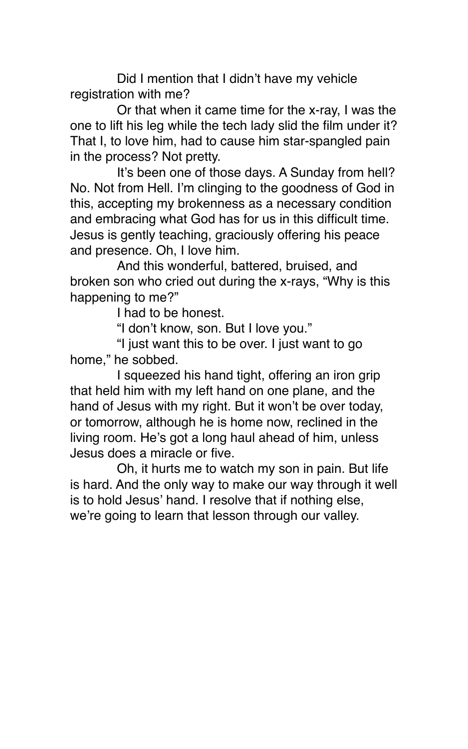Did I mention that I didn't have my vehicle registration with me?

Or that when it came time for the x-ray, I was the one to lift his leg while the tech lady slid the film under it? That I, to love him, had to cause him star-spangled pain in the process? Not pretty.

It's been one of those days. A Sunday from hell? No. Not from Hell. I'm clinging to the goodness of God in this, accepting my brokenness as a necessary condition and embracing what God has for us in this difficult time. Jesus is gently teaching, graciously offering his peace and presence. Oh, I love him.

And this wonderful, battered, bruised, and broken son who cried out during the x-rays, "Why is this happening to me?"

I had to be honest.

"I don't know, son. But I love you."

"I just want this to be over. I just want to go home," he sobbed.

I squeezed his hand tight, offering an iron grip that held him with my left hand on one plane, and the hand of Jesus with my right. But it won't be over today, or tomorrow, although he is home now, reclined in the living room. He's got a long haul ahead of him, unless Jesus does a miracle or five.

Oh, it hurts me to watch my son in pain. But life is hard. And the only way to make our way through it well is to hold Jesus' hand. I resolve that if nothing else, we're going to learn that lesson through our valley.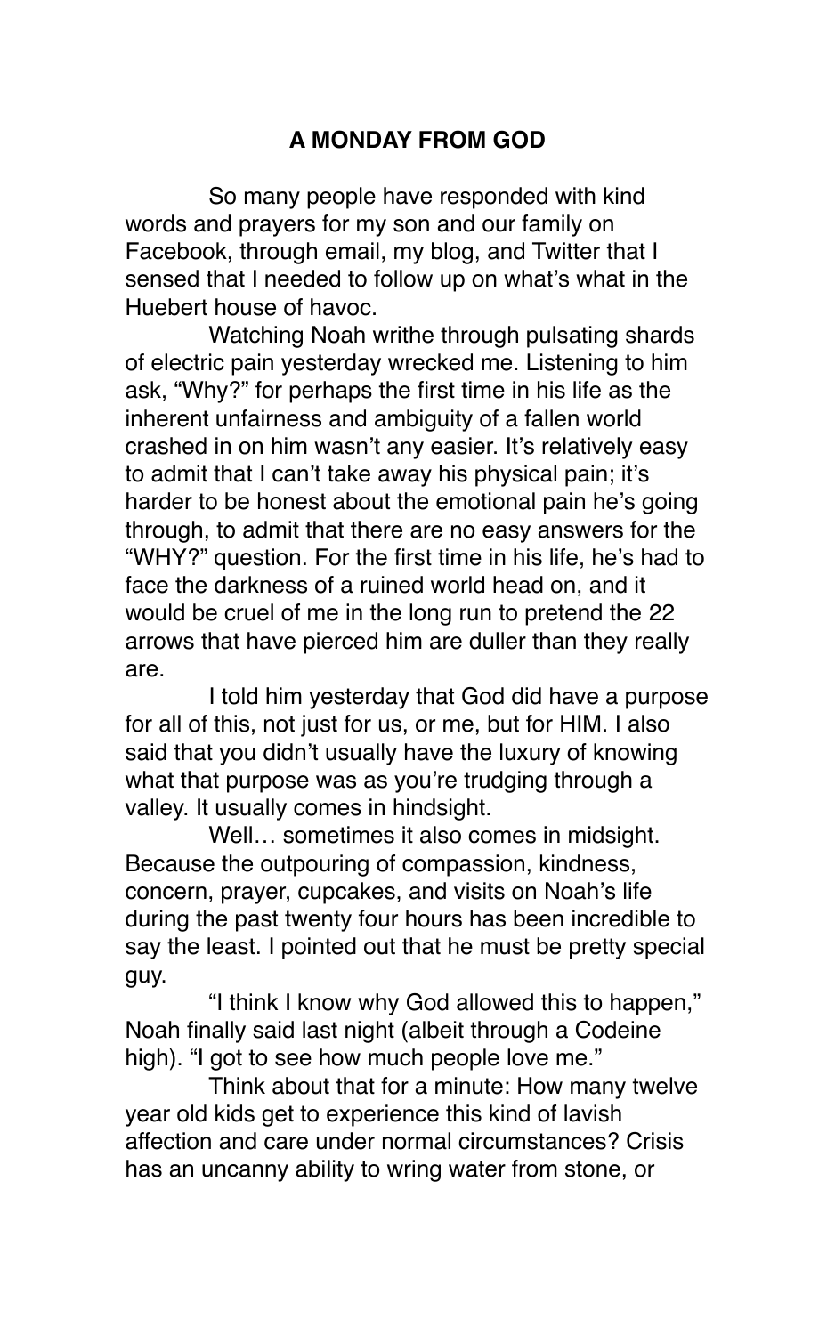# A MONDAY FROM GOD

So many people have responded with kind words and prayers for my son and our family on Facebook, through email, my blog, and Twitter that I sensed that I needed to follow up on what's what in the Huebert house of havoc.

Watching Noah writhe through pulsating shards of electric pain yesterday wrecked me. Listening to him ask, "Why?" for perhaps the first time in his life as the inherent unfairness and ambiguity of a fallen world crashed in on him wasn't any easier. It's relatively easy to admit that I can't take away his physical pain; it's harder to be honest about the emotional pain he's going through, to admit that there are no easy answers for the "WHY?" question. For the first time in his life, he's had to face the darkness of a ruined world head on, and it would be cruel of me in the long run to pretend the 22 arrows that have pierced him are duller than they really are.

I told him yesterday that God did have a purpose for all of this, not just for us, or me, but for HIM. I also said that you didn't usually have the luxury of knowing what that purpose was as you're trudging through a valley. It usually comes in hindsight.

Well… sometimes it also comes in midsight. Because the outpouring of compassion, kindness, concern, prayer, cupcakes, and visits on Noah's life during the past twenty four hours has been incredible to say the least. I pointed out that he must be pretty special guy.

"I think I know why God allowed this to happen," Noah finally said last night (albeit through a Codeine high). "I got to see how much people love me."

Think about that for a minute: How many twelve year old kids get to experience this kind of lavish affection and care under normal circumstances? Crisis has an uncanny ability to wring water from stone, or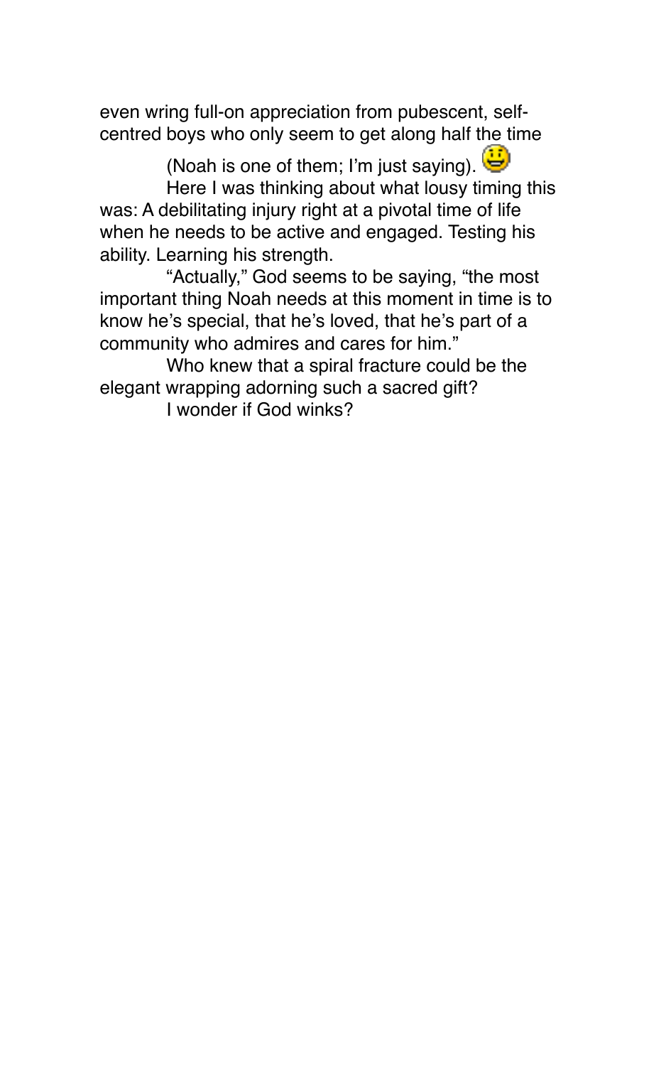even wring full-on appreciation from pubescent, self-centred boys who only seem to get along half the time

(Noah is one of them; I'm just saying). 😃

Here I was thinking about what lousy timing this was: A debilitating injury right at a pivotal time of life when he needs to be active and engaged. Testing his ability. Learning his strength.

"Actually," God seems to be saying, "the most important thing Noah needs at this moment in time is to know he's special, that he's loved, that he's part of a community who admires and cares for him."

Who knew that a spiral fracture could be the elegant wrapping adorning such a sacred gift?

I wonder if God winks?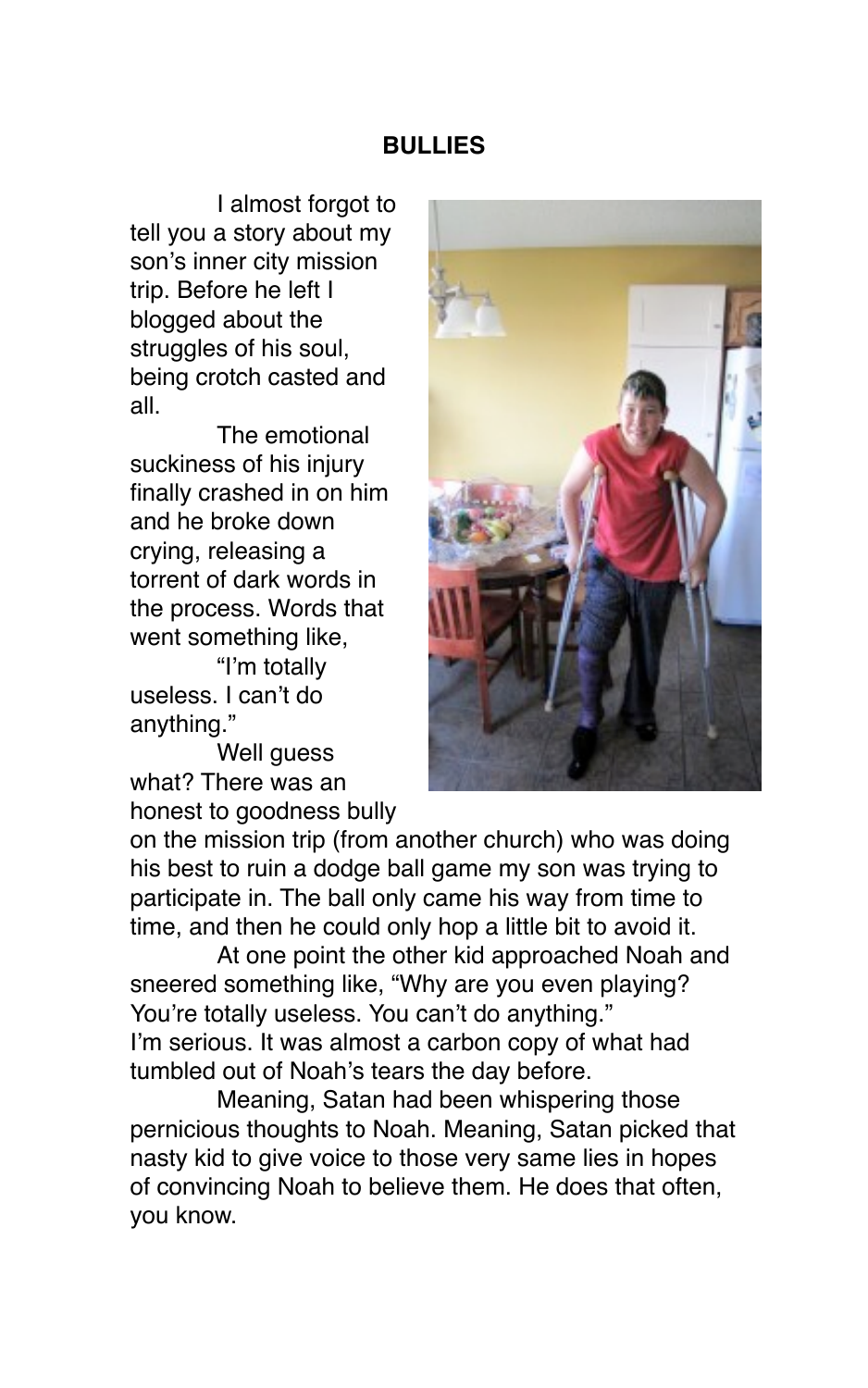# BULLIES

I almost forgot to tell you a story about my son's inner city mission trip. Before he left I blogged about the struggles of his soul, being crotch casted and all.

The emotional suckiness of his injury finally crashed in on him and he broke down crying, releasing a torrent of dark words in the process. Words that went something like,

"I'm totally useless. I can't do anything."

Well guess what? There was an honest to goodness bully on the mission trip (from another church) who was doing his best to ruin a dodge ball game my son was trying to participate in. The ball only came his way from time to time, and then he could only hop a little bit to avoid it.

At one point the other kid approached Noah and sneered something like, "Why are you even playing? You're totally useless. You can't do anything."

I'm serious. It was almost a carbon copy of what had tumbled out of Noah's tears the day before.

Meaning, Satan had been whispering those pernicious thoughts to Noah. Meaning, Satan picked that nasty kid to give voice to those very same lies in hopes of convincing Noah to believe them. He does that often, you know.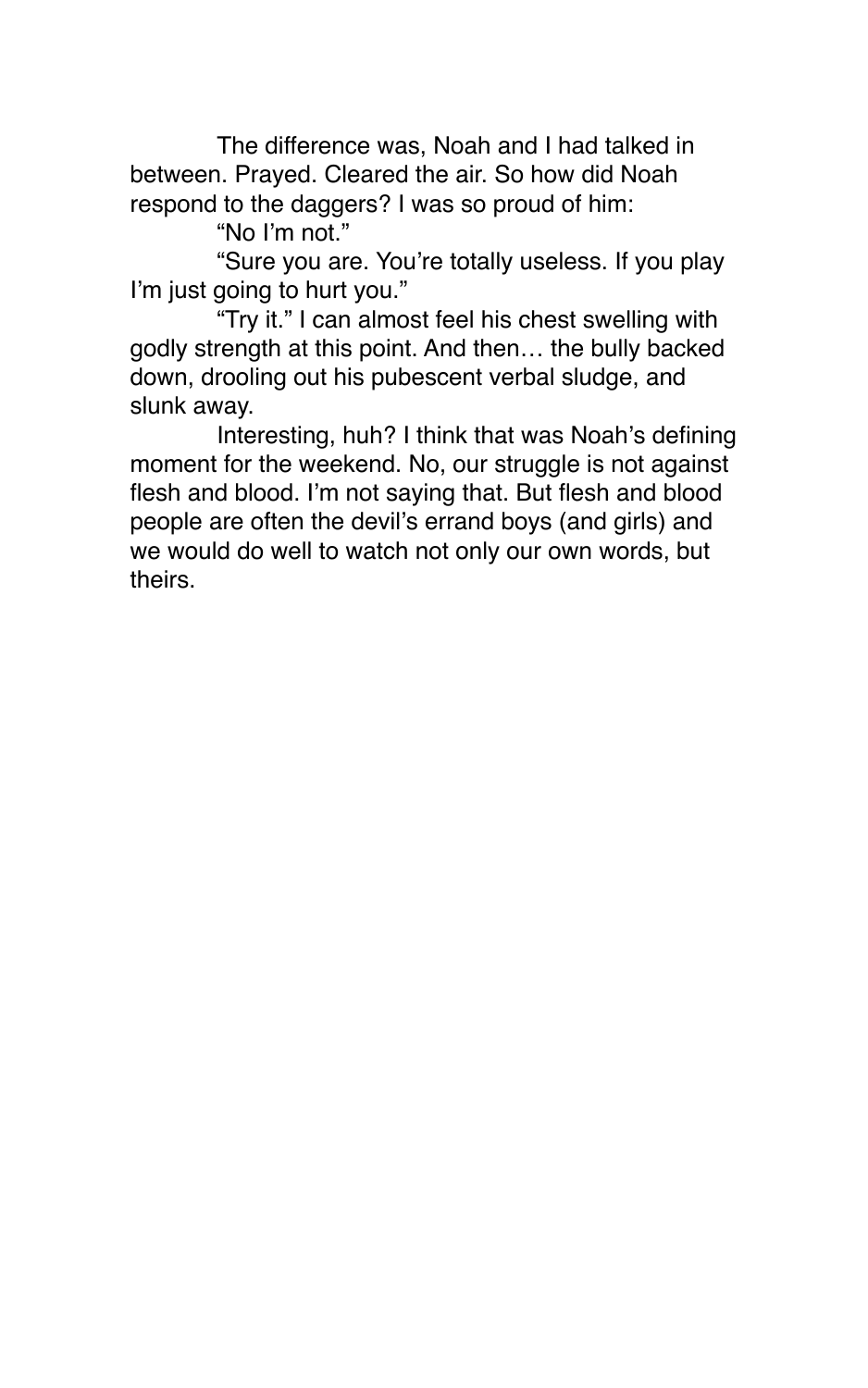The difference was, Noah and I had talked in between. Prayed. Cleared the air. So how did Noah respond to the daggers? I was so proud of him:

"No I'm not."

"Sure you are. You're totally useless. If you play I'm just going to hurt you."

"Try it." I can almost feel his chest swelling with godly strength at this point. And then… the bully backed down, drooling out his pubescent verbal sludge, and slunk away.

Interesting, huh? I think that was Noah's defining moment for the weekend. No, our struggle is not against flesh and blood. I'm not saying that. But flesh and blood people are often the devil's errand boys (and girls) and we would do well to watch not only our own words, but theirs.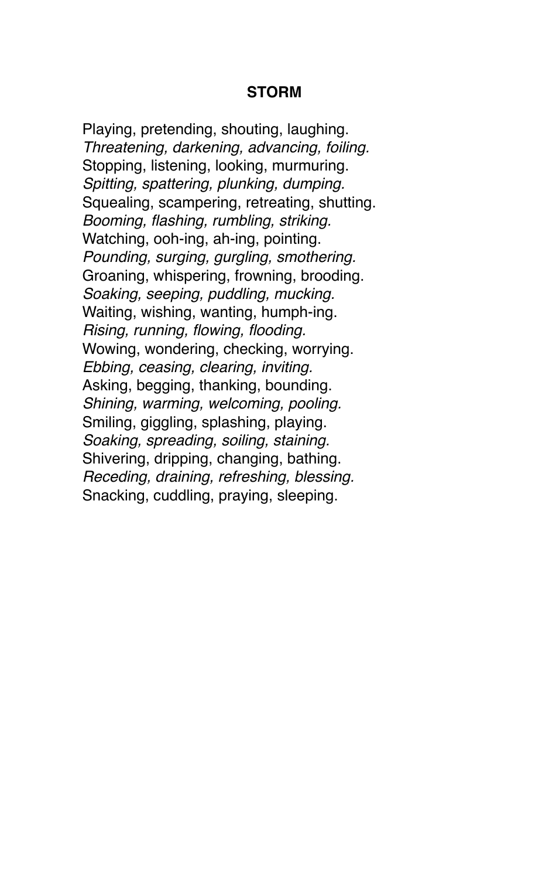**STORM**

Playing, pretending, shouting, laughing.
*Threatening, darkening, advancing, foiling.*
Stopping, listening, looking, murmuring.
*Spitting, spattering, plunking, dumping.*
Squealing, scampering, retreating, shutting.
*Booming, flashing, rumbling, striking.*
Watching, ooh-ing, ah-ing, pointing.
*Pounding, surging, gurgling, smothering.*
Groaning, whispering, frowning, brooding.
*Soaking, seeping, puddling, mucking.*
Waiting, wishing, wanting, humph-ing.
*Rising, running, flowing, flooding.*
Wowing, wondering, checking, worrying.
*Ebbing, ceasing, clearing, inviting.*
Asking, begging, thanking, bounding.
*Shining, warming, welcoming, pooling.*
Smiling, giggling, splashing, playing.
*Soaking, spreading, soiling, staining.*
Shivering, dripping, changing, bathing.
*Receding, draining, refreshing, blessing.*
Snacking, cuddling, praying, sleeping.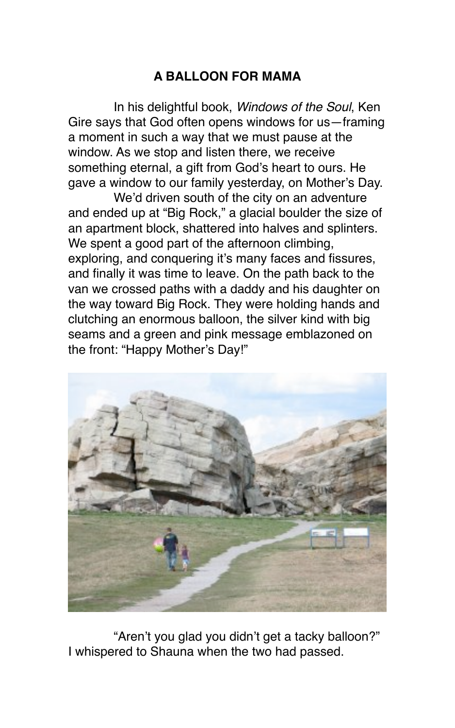**A BALLOON FOR MAMA**

In his delightful book, *Windows of the Soul*, Ken Gire says that God often opens windows for us—framing a moment in such a way that we must pause at the window. As we stop and listen there, we receive something eternal, a gift from God's heart to ours. He gave a window to our family yesterday, on Mother's Day.

We'd driven south of the city on an adventure and ended up at "Big Rock," a glacial boulder the size of an apartment block, shattered into halves and splinters. We spent a good part of the afternoon climbing, exploring, and conquering it's many faces and fissures, and finally it was time to leave. On the path back to the van we crossed paths with a daddy and his daughter on the way toward Big Rock. They were holding hands and clutching an enormous balloon, the silver kind with big seams and a green and pink message emblazoned on the front: "Happy Mother's Day!"

"Aren't you glad you didn't get a tacky balloon?" I whispered to Shauna when the two had passed.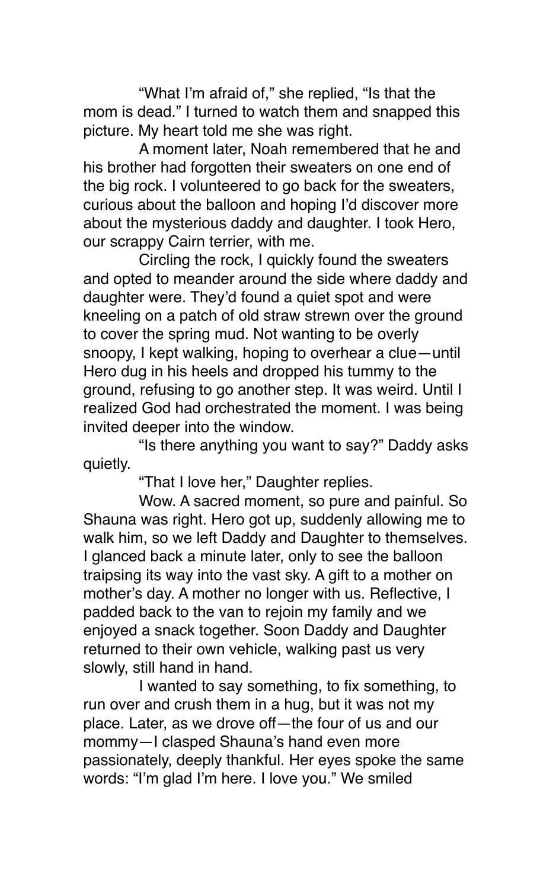"What I'm afraid of," she replied, "Is that the mom is dead." I turned to watch them and snapped this picture. My heart told me she was right.

A moment later, Noah remembered that he and his brother had forgotten their sweaters on one end of the big rock. I volunteered to go back for the sweaters, curious about the balloon and hoping I'd discover more about the mysterious daddy and daughter. I took Hero, our scrappy Cairn terrier, with me.

Circling the rock, I quickly found the sweaters and opted to meander around the side where daddy and daughter were. They'd found a quiet spot and were kneeling on a patch of old straw strewn over the ground to cover the spring mud. Not wanting to be overly snoopy, I kept walking, hoping to overhear a clue—until Hero dug in his heels and dropped his tummy to the ground, refusing to go another step. It was weird. Until I realized God had orchestrated the moment. I was being invited deeper into the window.

"Is there anything you want to say?" Daddy asks quietly.

"That I love her," Daughter replies.

Wow. A sacred moment, so pure and painful. So Shauna was right. Hero got up, suddenly allowing me to walk him, so we left Daddy and Daughter to themselves. I glanced back a minute later, only to see the balloon traipsing its way into the vast sky. A gift to a mother on mother's day. A mother no longer with us. Reflective, I padded back to the van to rejoin my family and we enjoyed a snack together. Soon Daddy and Daughter returned to their own vehicle, walking past us very slowly, still hand in hand.

I wanted to say something, to fix something, to run over and crush them in a hug, but it was not my place. Later, as we drove off—the four of us and our mommy—I clasped Shauna's hand even more passionately, deeply thankful. Her eyes spoke the same words: "I'm glad I'm here. I love you." We smiled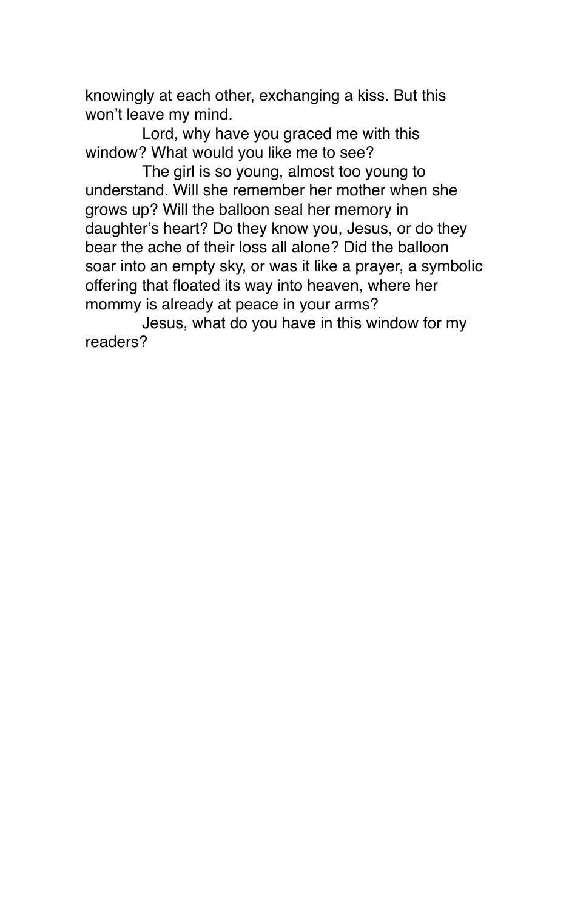knowingly at each other, exchanging a kiss. But this won't leave my mind.

Lord, why have you graced me with this window? What would you like me to see?

The girl is so young, almost too young to understand. Will she remember her mother when she grows up? Will the balloon seal her memory in daughter's heart? Do they know you, Jesus, or do they bear the ache of their loss all alone? Did the balloon soar into an empty sky, or was it like a prayer, a symbolic offering that floated its way into heaven, where her mommy is already at peace in your arms?

Jesus, what do you have in this window for my readers?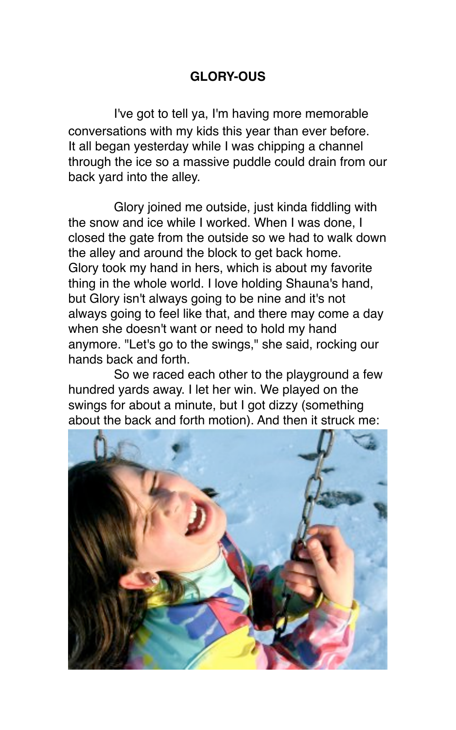**GLORY-OUS**

I've got to tell ya, I'm having more memorable conversations with my kids this year than ever before. It all began yesterday while I was chipping a channel through the ice so a massive puddle could drain from our back yard into the alley.

Glory joined me outside, just kinda fiddling with the snow and ice while I worked. When I was done, I closed the gate from the outside so we had to walk down the alley and around the block to get back home. Glory took my hand in hers, which is about my favorite thing in the whole world. I love holding Shauna's hand, but Glory isn't always going to be nine and it's not always going to feel like that, and there may come a day when she doesn't want or need to hold my hand anymore. "Let's go to the swings," she said, rocking our hands back and forth.

So we raced each other to the playground a few hundred yards away. I let her win. We played on the swings for about a minute, but I got dizzy (something about the back and forth motion). And then it struck me: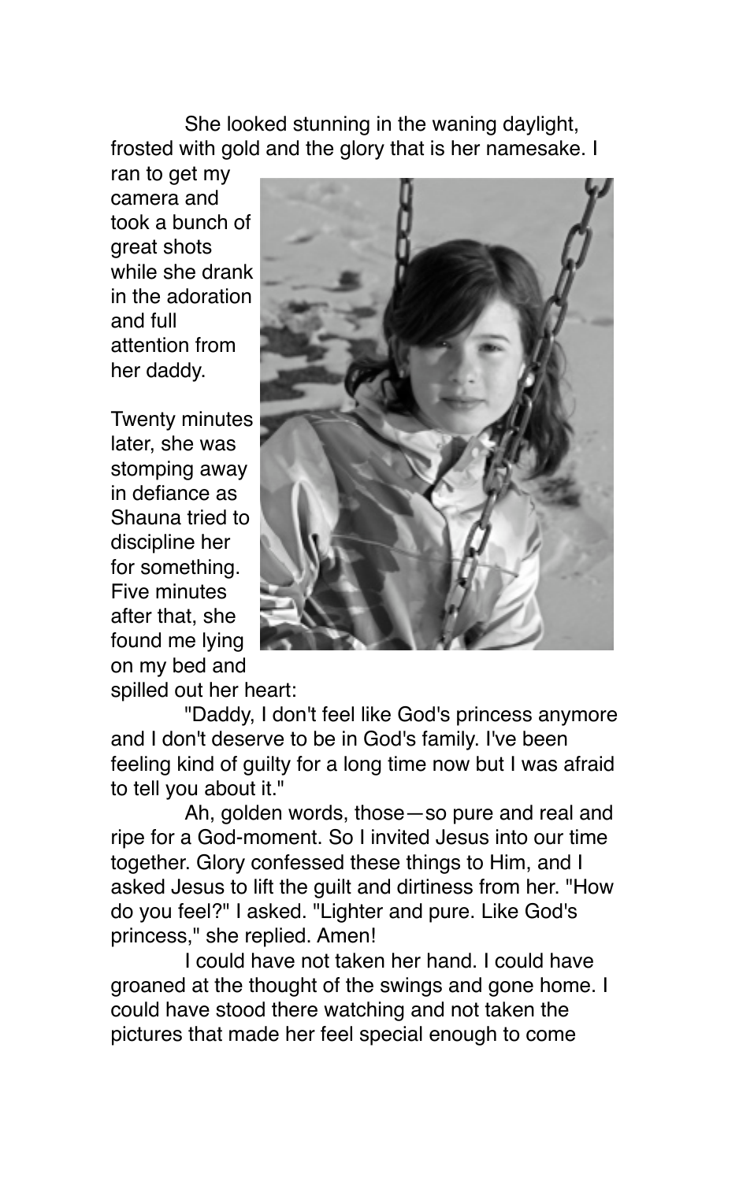She looked stunning in the waning daylight, frosted with gold and the glory that is her namesake. I ran to get my camera and took a bunch of great shots while she drank in the adoration and full attention from her daddy.

Twenty minutes later, she was stomping away in defiance as Shauna tried to discipline her for something. Five minutes after that, she found me lying on my bed and spilled out her heart:

"Daddy, I don't feel like God's princess anymore and I don't deserve to be in God's family. I've been feeling kind of guilty for a long time now but I was afraid to tell you about it."

Ah, golden words, those—so pure and real and ripe for a God-moment. So I invited Jesus into our time together. Glory confessed these things to Him, and I asked Jesus to lift the guilt and dirtiness from her. "How do you feel?" I asked. "Lighter and pure. Like God's princess," she replied. Amen!

I could have not taken her hand. I could have groaned at the thought of the swings and gone home. I could have stood there watching and not taken the pictures that made her feel special enough to come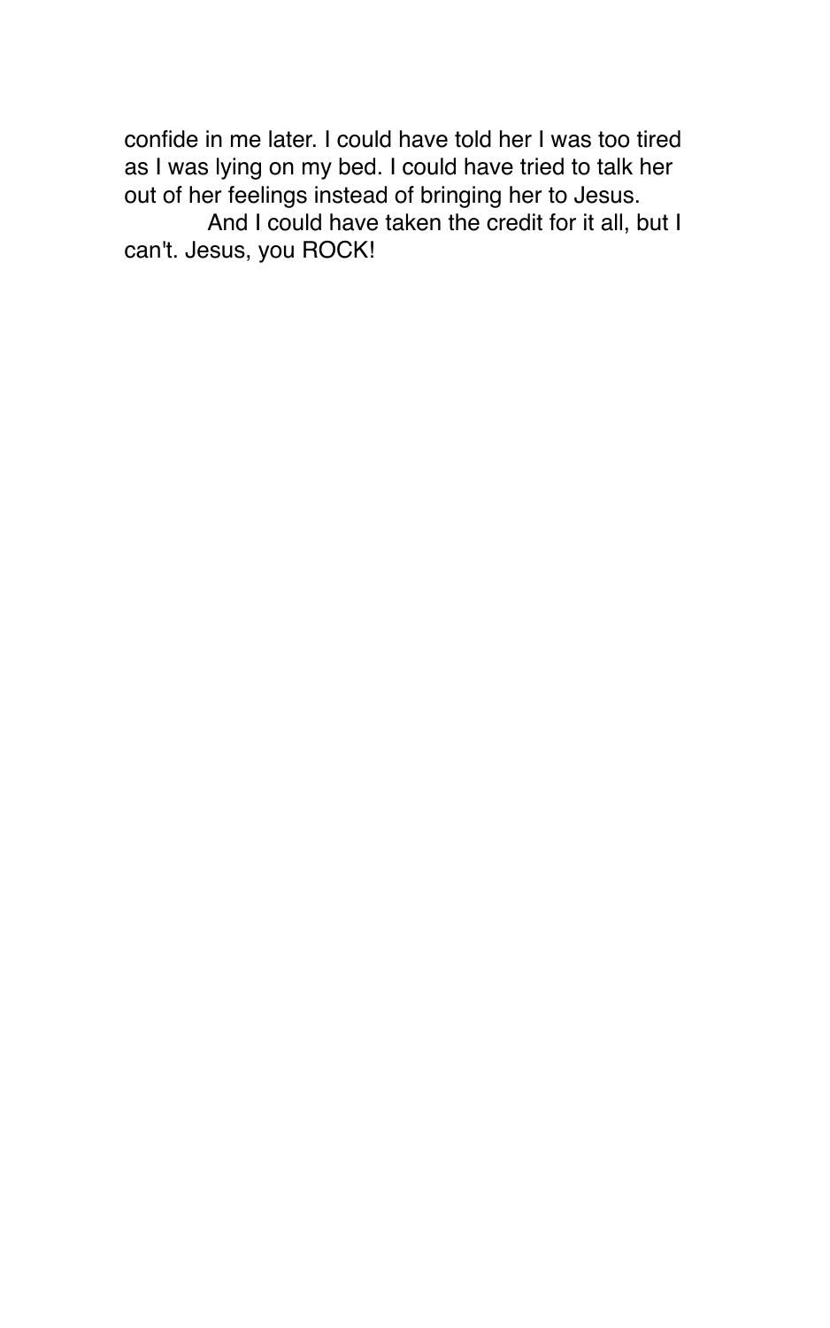confide in me later. I could have told her I was too tired as I was lying on my bed. I could have tried to talk her out of her feelings instead of bringing her to Jesus.

And I could have taken the credit for it all, but I can't. Jesus, you ROCK!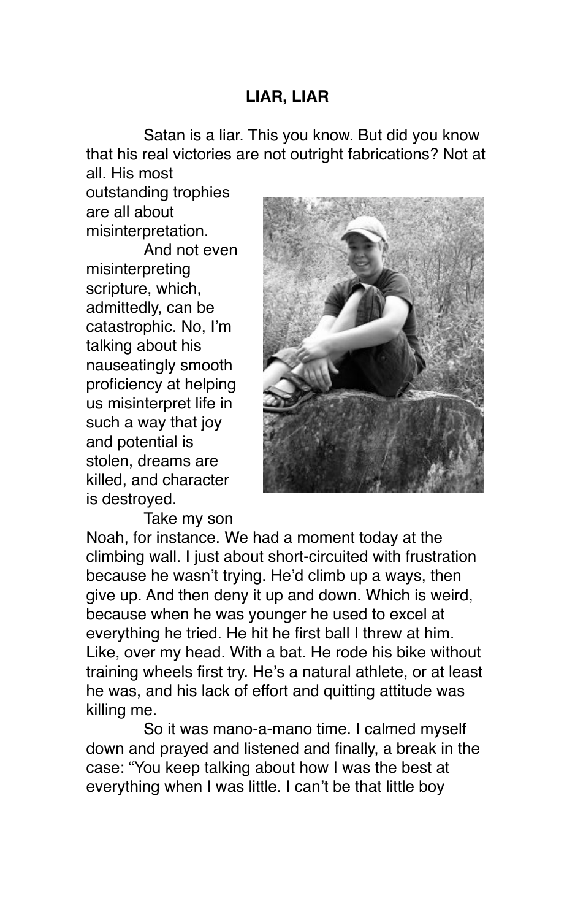## LIAR, LIAR

Satan is a liar. This you know. But did you know that his real victories are not outright fabrications? Not at all. His most outstanding trophies are all about misinterpretation.

And not even misinterpreting scripture, which, admittedly, can be catastrophic. No, I'm talking about his nauseatingly smooth proficiency at helping us misinterpret life in such a way that joy and potential is stolen, dreams are killed, and character is destroyed.

Take my son Noah, for instance. We had a moment today at the climbing wall. I just about short-circuited with frustration because he wasn't trying. He'd climb up a ways, then give up. And then deny it up and down. Which is weird, because when he was younger he used to excel at everything he tried. He hit he first ball I threw at him. Like, over my head. With a bat. He rode his bike without training wheels first try. He's a natural athlete, or at least he was, and his lack of effort and quitting attitude was killing me.

So it was mano-a-mano time. I calmed myself down and prayed and listened and finally, a break in the case: "You keep talking about how I was the best at everything when I was little. I can't be that little boy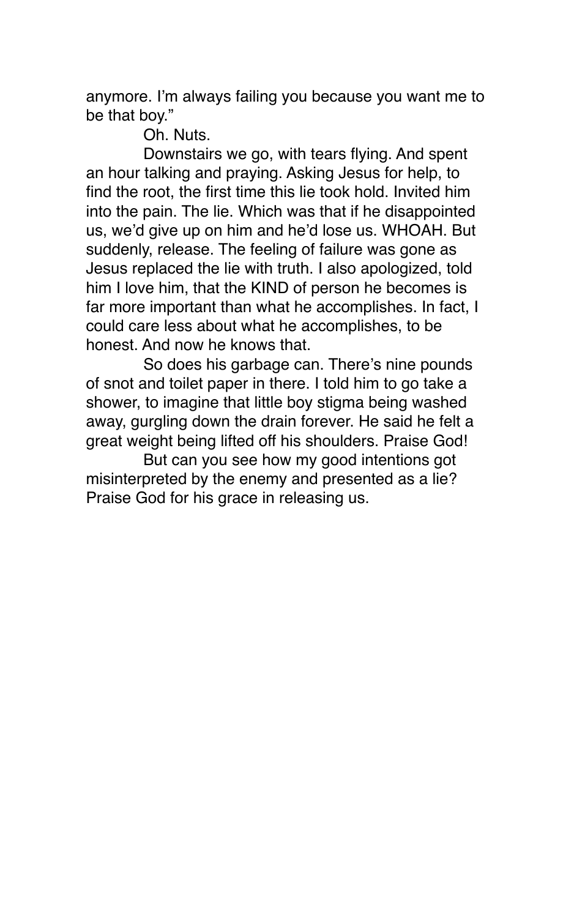anymore. I'm always failing you because you want me to be that boy."

Oh. Nuts.

Downstairs we go, with tears flying. And spent an hour talking and praying. Asking Jesus for help, to find the root, the first time this lie took hold. Invited him into the pain. The lie. Which was that if he disappointed us, we'd give up on him and he'd lose us. WHOAH. But suddenly, release. The feeling of failure was gone as Jesus replaced the lie with truth. I also apologized, told him I love him, that the KIND of person he becomes is far more important than what he accomplishes. In fact, I could care less about what he accomplishes, to be honest. And now he knows that.

So does his garbage can. There's nine pounds of snot and toilet paper in there. I told him to go take a shower, to imagine that little boy stigma being washed away, gurgling down the drain forever. He said he felt a great weight being lifted off his shoulders. Praise God!

But can you see how my good intentions got misinterpreted by the enemy and presented as a lie? Praise God for his grace in releasing us.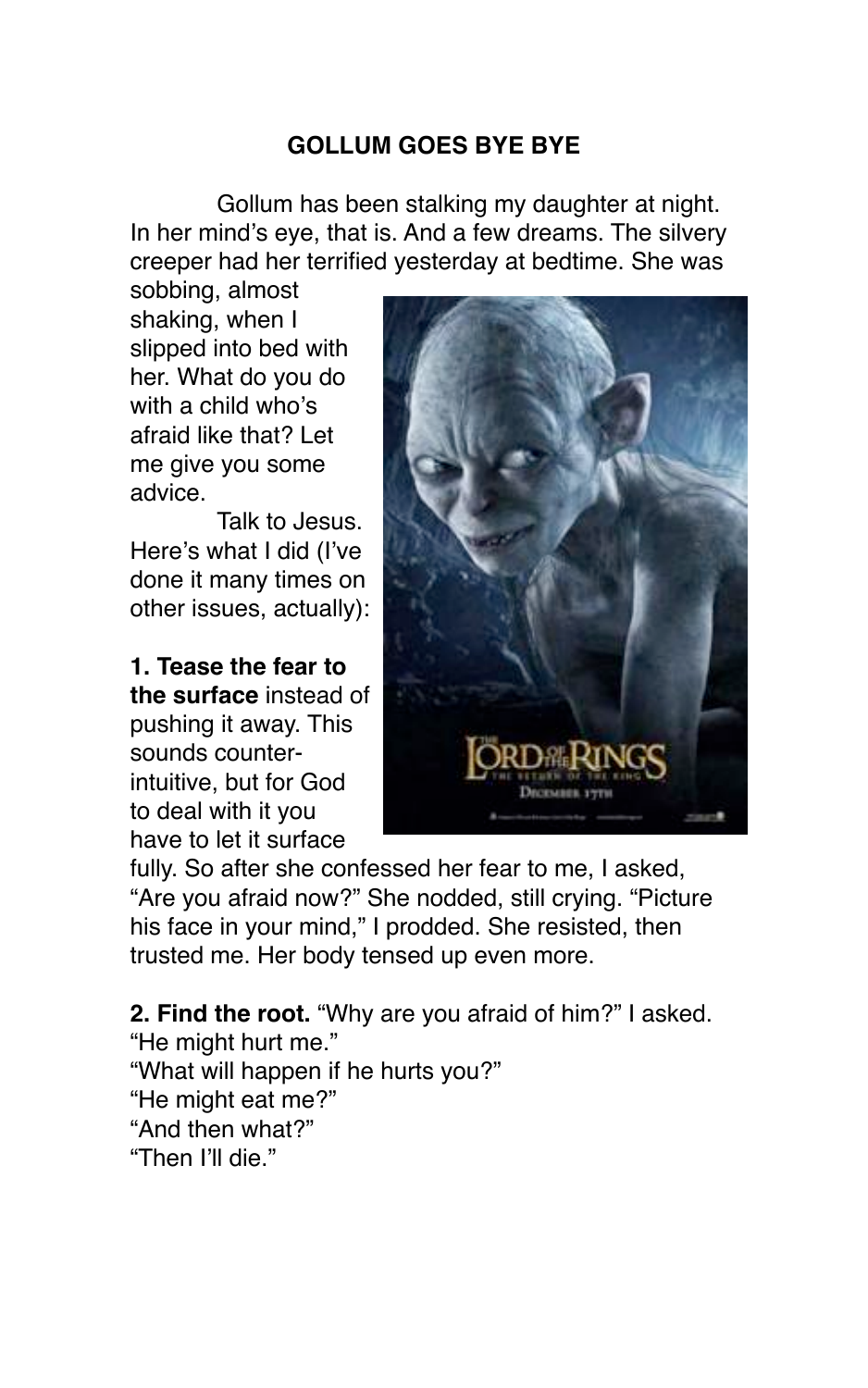## GOLLUM GOES BYE BYE

Gollum has been stalking my daughter at night. In her mind's eye, that is. And a few dreams. The silvery creeper had her terrified yesterday at bedtime. She was sobbing, almost shaking, when I slipped into bed with her. What do you do with a child who's afraid like that? Let me give you some advice.

Talk to Jesus. Here's what I did (I've done it many times on other issues, actually):

**1. Tease the fear to the surface** instead of pushing it away. This sounds counter-intuitive, but for God to deal with it you have to let it surface fully. So after she confessed her fear to me, I asked, "Are you afraid now?" She nodded, still crying. "Picture his face in your mind," I prodded. She resisted, then trusted me. Her body tensed up even more.

**2. Find the root.** "Why are you afraid of him?" I asked.
"He might hurt me."
"What will happen if he hurts you?"
"He might eat me?"
"And then what?"
"Then I'll die."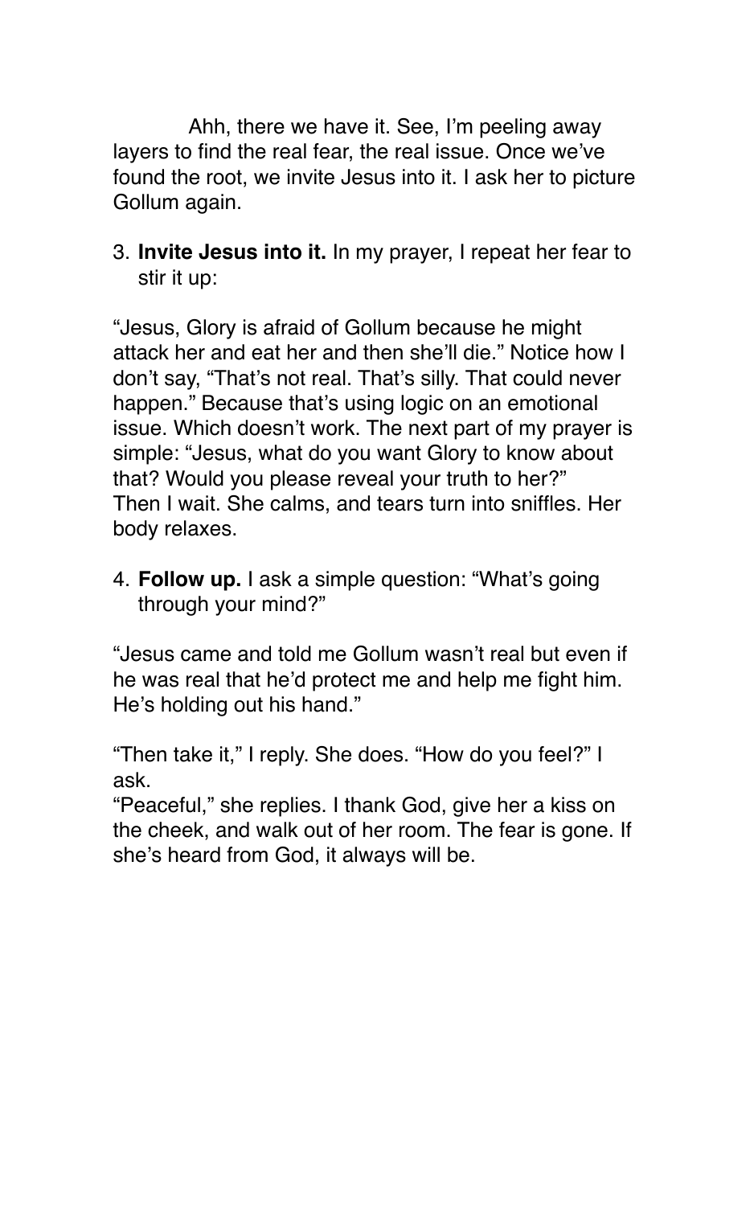Ahh, there we have it. See, I'm peeling away layers to find the real fear, the real issue. Once we've found the root, we invite Jesus into it. I ask her to picture Gollum again.

3. **Invite Jesus into it.** In my prayer, I repeat her fear to stir it up:

"Jesus, Glory is afraid of Gollum because he might attack her and eat her and then she'll die." Notice how I don't say, "That's not real. That's silly. That could never happen." Because that's using logic on an emotional issue. Which doesn't work. The next part of my prayer is simple: "Jesus, what do you want Glory to know about that? Would you please reveal your truth to her?"
Then I wait. She calms, and tears turn into sniffles. Her body relaxes.

4. **Follow up.** I ask a simple question: "What's going through your mind?"

"Jesus came and told me Gollum wasn't real but even if he was real that he'd protect me and help me fight him. He's holding out his hand."

"Then take it," I reply. She does. "How do you feel?" I ask.
"Peaceful," she replies. I thank God, give her a kiss on the cheek, and walk out of her room. The fear is gone. If she's heard from God, it always will be.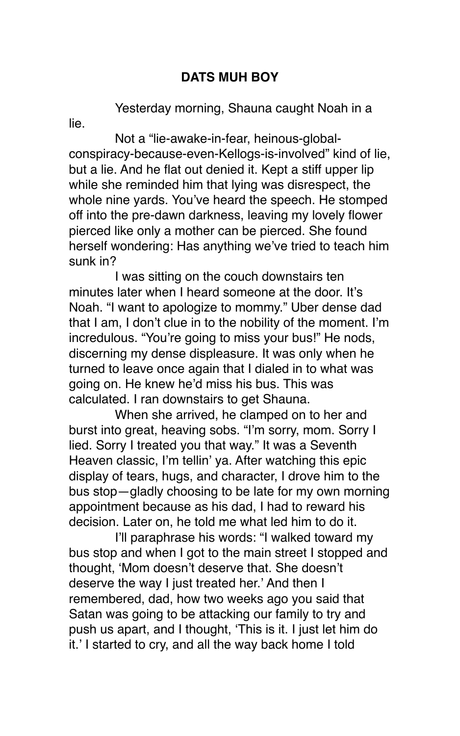## DATS MUH BOY

Yesterday morning, Shauna caught Noah in a lie.

Not a "lie-awake-in-fear, heinous-global-conspiracy-because-even-Kellogs-is-involved" kind of lie, but a lie. And he flat out denied it. Kept a stiff upper lip while she reminded him that lying was disrespect, the whole nine yards. You've heard the speech. He stomped off into the pre-dawn darkness, leaving my lovely flower pierced like only a mother can be pierced. She found herself wondering: Has anything we've tried to teach him sunk in?

I was sitting on the couch downstairs ten minutes later when I heard someone at the door. It's Noah. "I want to apologize to mommy." Uber dense dad that I am, I don't clue in to the nobility of the moment. I'm incredulous. "You're going to miss your bus!" He nods, discerning my dense displeasure. It was only when he turned to leave once again that I dialed in to what was going on. He knew he'd miss his bus. This was calculated. I ran downstairs to get Shauna.

When she arrived, he clamped on to her and burst into great, heaving sobs. "I'm sorry, mom. Sorry I lied. Sorry I treated you that way." It was a Seventh Heaven classic, I'm tellin' ya. After watching this epic display of tears, hugs, and character, I drove him to the bus stop—gladly choosing to be late for my own morning appointment because as his dad, I had to reward his decision. Later on, he told me what led him to do it.

I'll paraphrase his words: "I walked toward my bus stop and when I got to the main street I stopped and thought, 'Mom doesn't deserve that. She doesn't deserve the way I just treated her.' And then I remembered, dad, how two weeks ago you said that Satan was going to be attacking our family to try and push us apart, and I thought, 'This is it. I just let him do it.' I started to cry, and all the way back home I told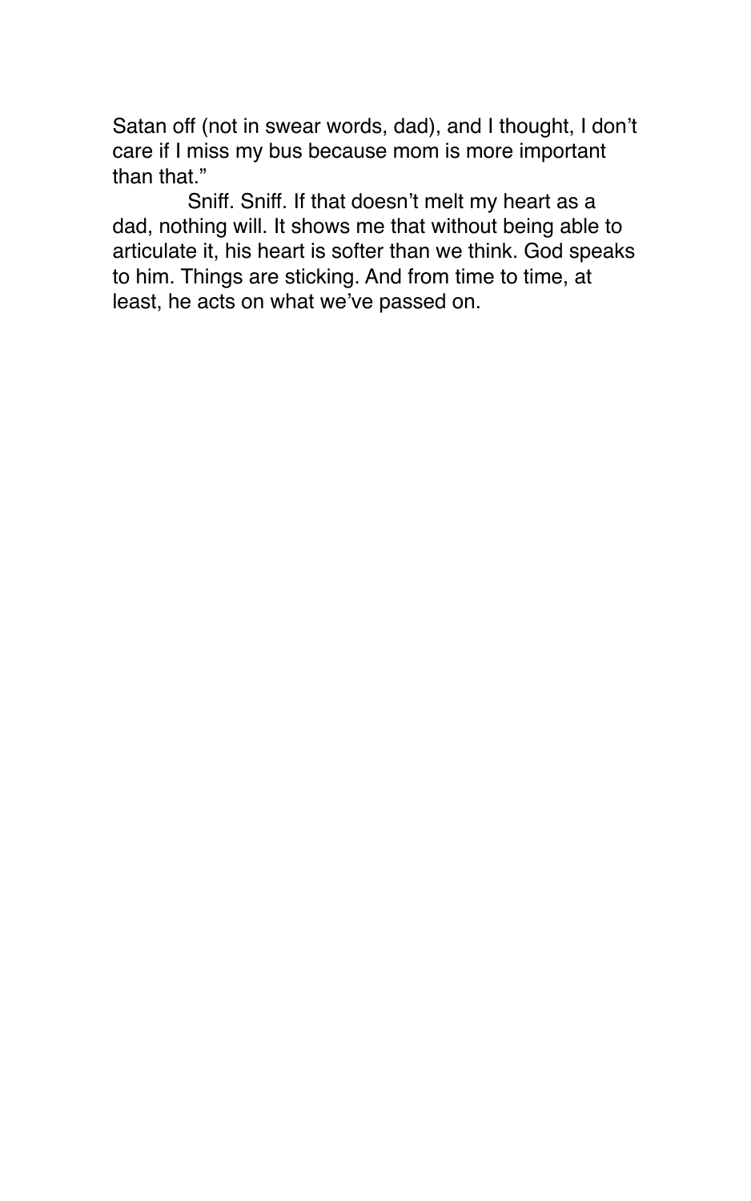Satan off (not in swear words, dad), and I thought, I don't care if I miss my bus because mom is more important than that."

Sniff. Sniff. If that doesn't melt my heart as a dad, nothing will. It shows me that without being able to articulate it, his heart is softer than we think. God speaks to him. Things are sticking. And from time to time, at least, he acts on what we've passed on.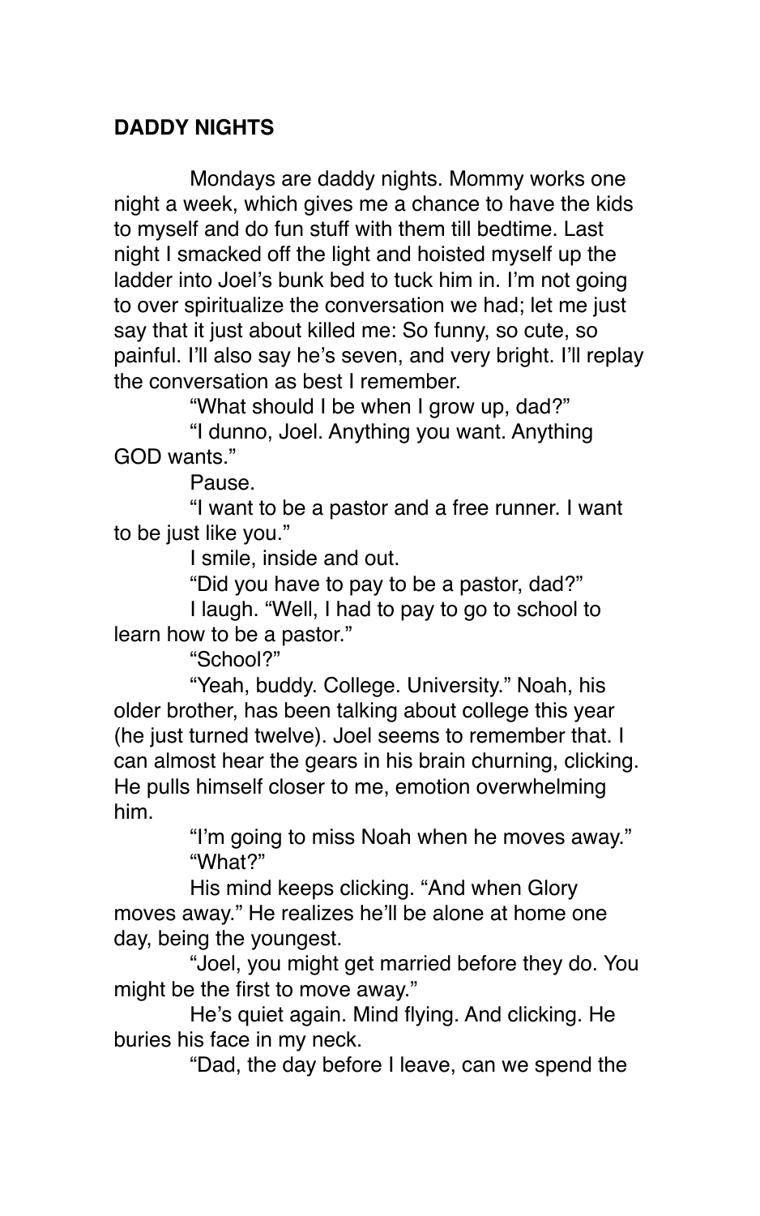## DADDY NIGHTS

Mondays are daddy nights. Mommy works one night a week, which gives me a chance to have the kids to myself and do fun stuff with them till bedtime. Last night I smacked off the light and hoisted myself up the ladder into Joel's bunk bed to tuck him in. I'm not going to over spiritualize the conversation we had; let me just say that it just about killed me: So funny, so cute, so painful. I'll also say he's seven, and very bright. I'll replay the conversation as best I remember.

"What should I be when I grow up, dad?"

"I dunno, Joel. Anything you want. Anything GOD wants."

Pause.

"I want to be a pastor and a free runner. I want to be just like you."

I smile, inside and out.

"Did you have to pay to be a pastor, dad?"

I laugh. "Well, I had to pay to go to school to learn how to be a pastor."

"School?"

"Yeah, buddy. College. University." Noah, his older brother, has been talking about college this year (he just turned twelve). Joel seems to remember that. I can almost hear the gears in his brain churning, clicking. He pulls himself closer to me, emotion overwhelming him.

"I'm going to miss Noah when he moves away."

"What?"

His mind keeps clicking. "And when Glory moves away." He realizes he'll be alone at home one day, being the youngest.

"Joel, you might get married before they do. You might be the first to move away."

He's quiet again. Mind flying. And clicking. He buries his face in my neck.

"Dad, the day before I leave, can we spend the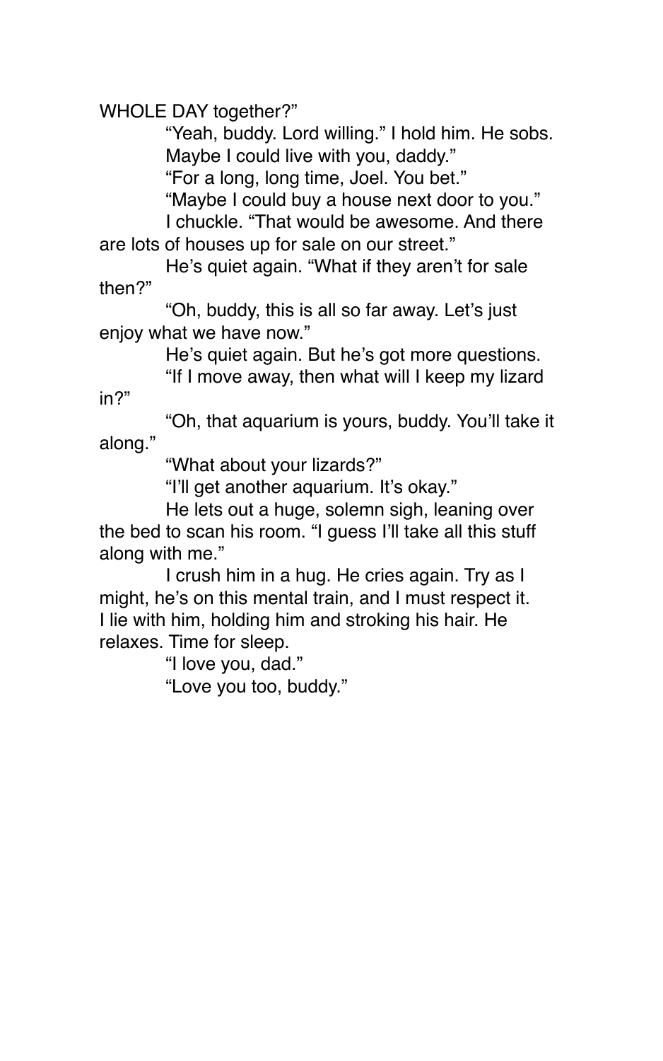WHOLE DAY together?"

"Yeah, buddy. Lord willing." I hold him. He sobs. Maybe I could live with you, daddy."

"For a long, long time, Joel. You bet."

"Maybe I could buy a house next door to you."

I chuckle. "That would be awesome. And there are lots of houses up for sale on our street."

He's quiet again. "What if they aren't for sale then?"

"Oh, buddy, this is all so far away. Let's just enjoy what we have now."

He's quiet again. But he's got more questions.

"If I move away, then what will I keep my lizard in?"

"Oh, that aquarium is yours, buddy. You'll take it along."

"What about your lizards?"

"I'll get another aquarium. It's okay."

He lets out a huge, solemn sigh, leaning over the bed to scan his room. "I guess I'll take all this stuff along with me."

I crush him in a hug. He cries again. Try as I might, he's on this mental train, and I must respect it. I lie with him, holding him and stroking his hair. He relaxes. Time for sleep.

"I love you, dad."

"Love you too, buddy."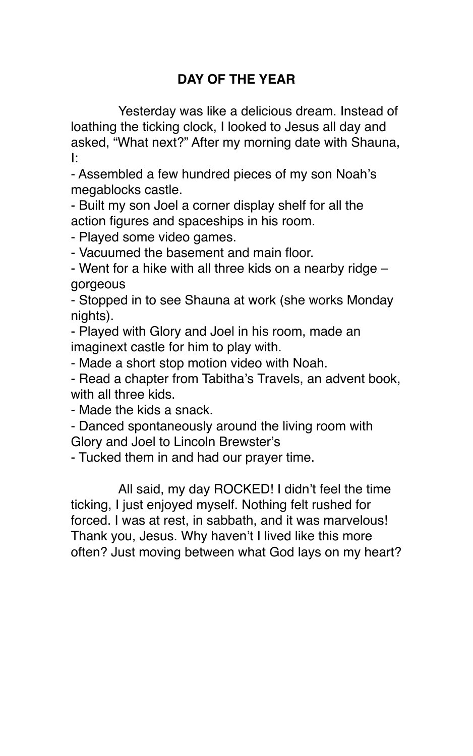## DAY OF THE YEAR

Yesterday was like a delicious dream. Instead of loathing the ticking clock, I looked to Jesus all day and asked, "What next?" After my morning date with Shauna, I:

- Assembled a few hundred pieces of my son Noah's megablocks castle.
- Built my son Joel a corner display shelf for all the action figures and spaceships in his room.
- Played some video games.
- Vacuumed the basement and main floor.
- Went for a hike with all three kids on a nearby ridge – gorgeous
- Stopped in to see Shauna at work (she works Monday nights).
- Played with Glory and Joel in his room, made an imaginext castle for him to play with.
- Made a short stop motion video with Noah.
- Read a chapter from Tabitha's Travels, an advent book, with all three kids.
- Made the kids a snack.
- Danced spontaneously around the living room with Glory and Joel to Lincoln Brewster's
- Tucked them in and had our prayer time.

All said, my day ROCKED! I didn't feel the time ticking, I just enjoyed myself. Nothing felt rushed for forced. I was at rest, in sabbath, and it was marvelous! Thank you, Jesus. Why haven't I lived like this more often? Just moving between what God lays on my heart?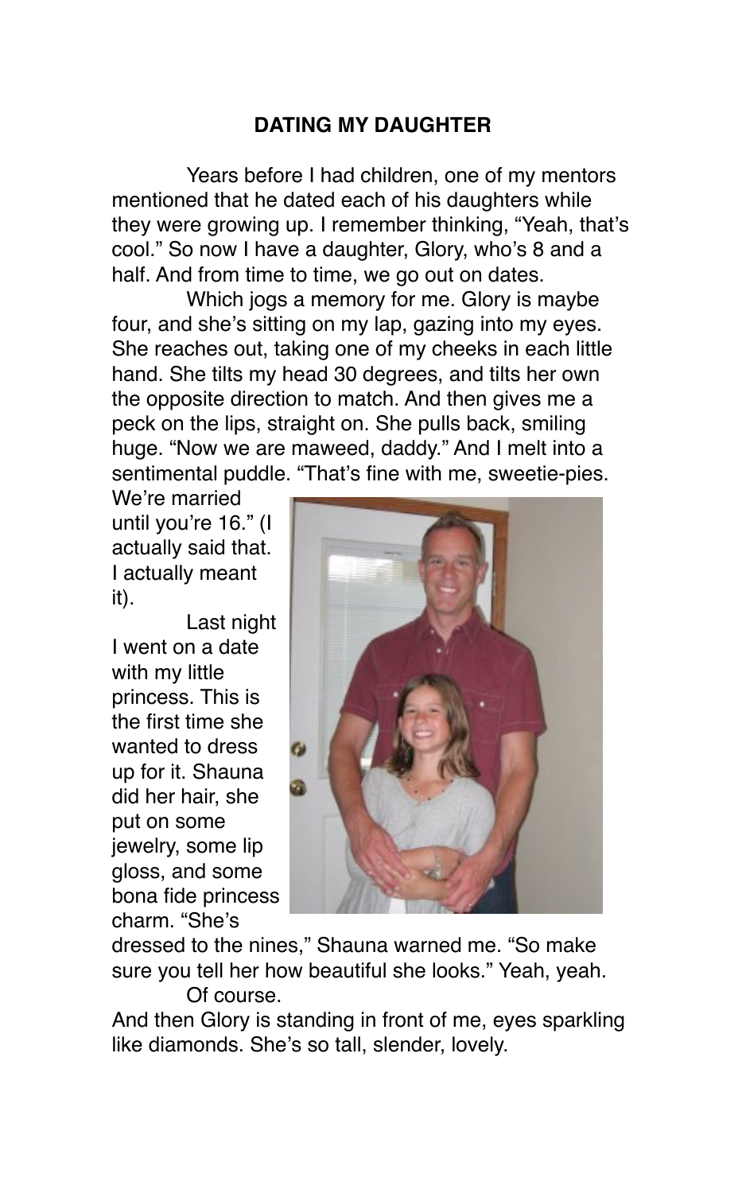# DATING MY DAUGHTER

Years before I had children, one of my mentors mentioned that he dated each of his daughters while they were growing up. I remember thinking, "Yeah, that's cool." So now I have a daughter, Glory, who's 8 and a half. And from time to time, we go out on dates.

Which jogs a memory for me. Glory is maybe four, and she's sitting on my lap, gazing into my eyes. She reaches out, taking one of my cheeks in each little hand. She tilts my head 30 degrees, and tilts her own the opposite direction to match. And then gives me a peck on the lips, straight on. She pulls back, smiling huge. "Now we are maweed, daddy." And I melt into a sentimental puddle. "That's fine with me, sweetie-pies. We're married until you're 16." (I actually said that. I actually meant it).

Last night I went on a date with my little princess. This is the first time she wanted to dress up for it. Shauna did her hair, she put on some jewelry, some lip gloss, and some bona fide princess charm. "She's dressed to the nines," Shauna warned me. "So make sure you tell her how beautiful she looks." Yeah, yeah. Of course.

And then Glory is standing in front of me, eyes sparkling like diamonds. She's so tall, slender, lovely.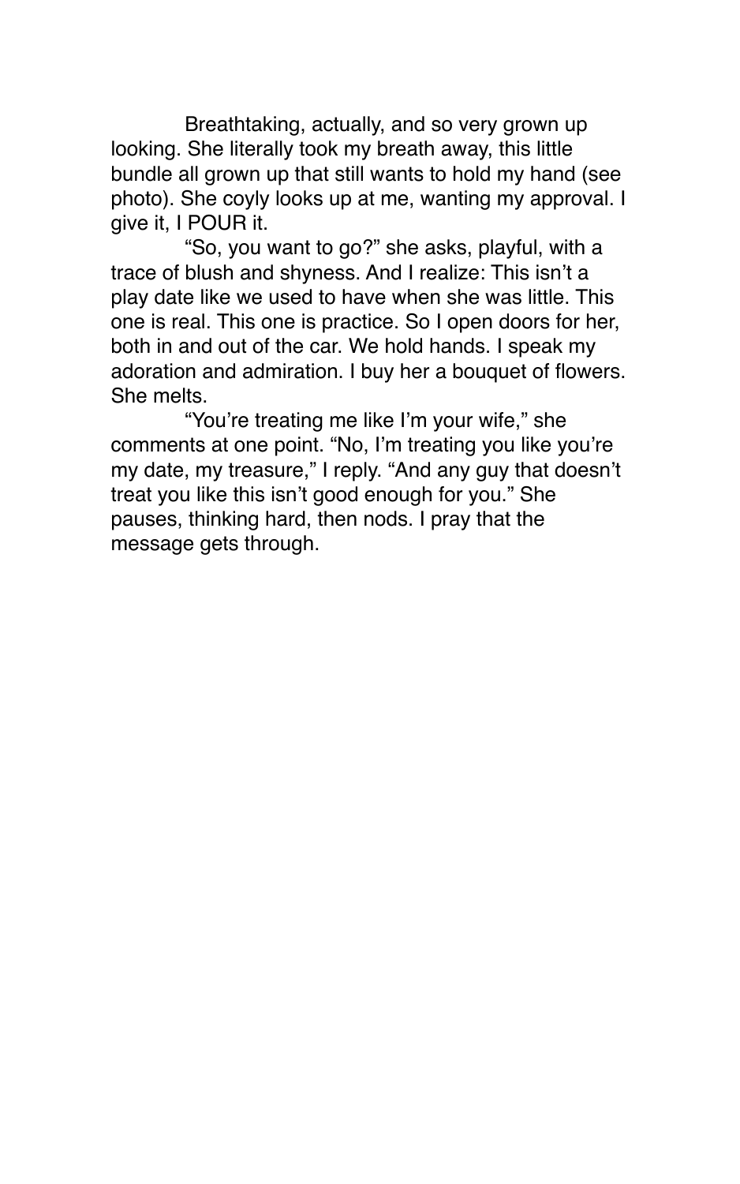Breathtaking, actually, and so very grown up looking. She literally took my breath away, this little bundle all grown up that still wants to hold my hand (see photo). She coyly looks up at me, wanting my approval. I give it, I POUR it.

"So, you want to go?" she asks, playful, with a trace of blush and shyness. And I realize: This isn't a play date like we used to have when she was little. This one is real. This one is practice. So I open doors for her, both in and out of the car. We hold hands. I speak my adoration and admiration. I buy her a bouquet of flowers. She melts.

"You're treating me like I'm your wife," she comments at one point. "No, I'm treating you like you're my date, my treasure," I reply. "And any guy that doesn't treat you like this isn't good enough for you." She pauses, thinking hard, then nods. I pray that the message gets through.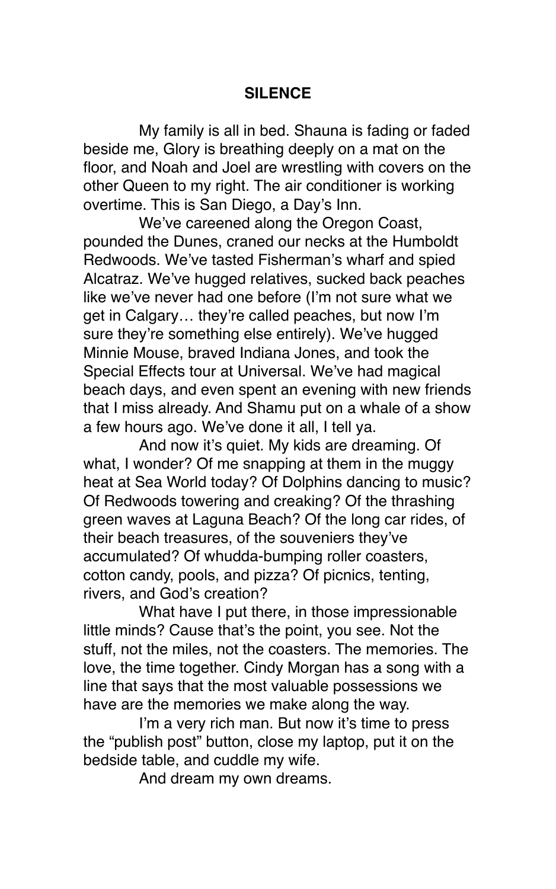# SILENCE

My family is all in bed. Shauna is fading or faded beside me, Glory is breathing deeply on a mat on the floor, and Noah and Joel are wrestling with covers on the other Queen to my right. The air conditioner is working overtime. This is San Diego, a Day's Inn.

We've careened along the Oregon Coast, pounded the Dunes, craned our necks at the Humboldt Redwoods. We've tasted Fisherman's wharf and spied Alcatraz. We've hugged relatives, sucked back peaches like we've never had one before (I'm not sure what we get in Calgary… they're called peaches, but now I'm sure they're something else entirely). We've hugged Minnie Mouse, braved Indiana Jones, and took the Special Effects tour at Universal. We've had magical beach days, and even spent an evening with new friends that I miss already. And Shamu put on a whale of a show a few hours ago. We've done it all, I tell ya.

And now it's quiet. My kids are dreaming. Of what, I wonder? Of me snapping at them in the muggy heat at Sea World today? Of Dolphins dancing to music? Of Redwoods towering and creaking? Of the thrashing green waves at Laguna Beach? Of the long car rides, of their beach treasures, of the souveniers they've accumulated? Of whudda-bumping roller coasters, cotton candy, pools, and pizza? Of picnics, tenting, rivers, and God's creation?

What have I put there, in those impressionable little minds? Cause that's the point, you see. Not the stuff, not the miles, not the coasters. The memories. The love, the time together. Cindy Morgan has a song with a line that says that the most valuable possessions we have are the memories we make along the way.

I'm a very rich man. But now it's time to press the "publish post" button, close my laptop, put it on the bedside table, and cuddle my wife.

And dream my own dreams.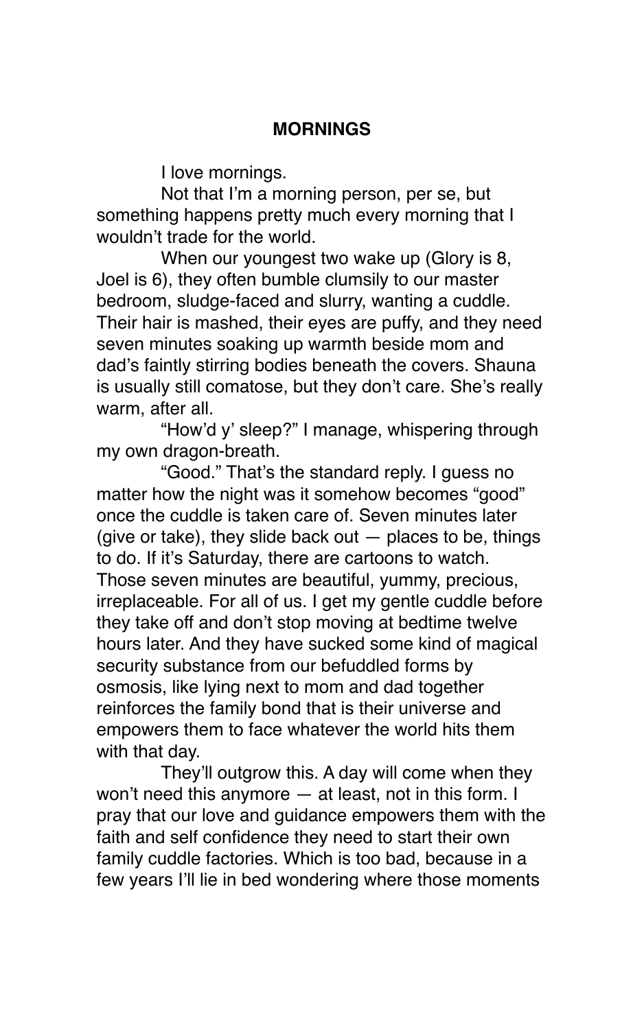## MORNINGS

I love mornings.

Not that I'm a morning person, per se, but something happens pretty much every morning that I wouldn't trade for the world.

When our youngest two wake up (Glory is 8, Joel is 6), they often bumble clumsily to our master bedroom, sludge-faced and slurry, wanting a cuddle. Their hair is mashed, their eyes are puffy, and they need seven minutes soaking up warmth beside mom and dad's faintly stirring bodies beneath the covers. Shauna is usually still comatose, but they don't care. She's really warm, after all.

"How'd y' sleep?" I manage, whispering through my own dragon-breath.

"Good." That's the standard reply. I guess no matter how the night was it somehow becomes "good" once the cuddle is taken care of. Seven minutes later (give or take), they slide back out — places to be, things to do. If it's Saturday, there are cartoons to watch. Those seven minutes are beautiful, yummy, precious, irreplaceable. For all of us. I get my gentle cuddle before they take off and don't stop moving at bedtime twelve hours later. And they have sucked some kind of magical security substance from our befuddled forms by osmosis, like lying next to mom and dad together reinforces the family bond that is their universe and empowers them to face whatever the world hits them with that day.

They'll outgrow this. A day will come when they won't need this anymore — at least, not in this form. I pray that our love and guidance empowers them with the faith and self confidence they need to start their own family cuddle factories. Which is too bad, because in a few years I'll lie in bed wondering where those moments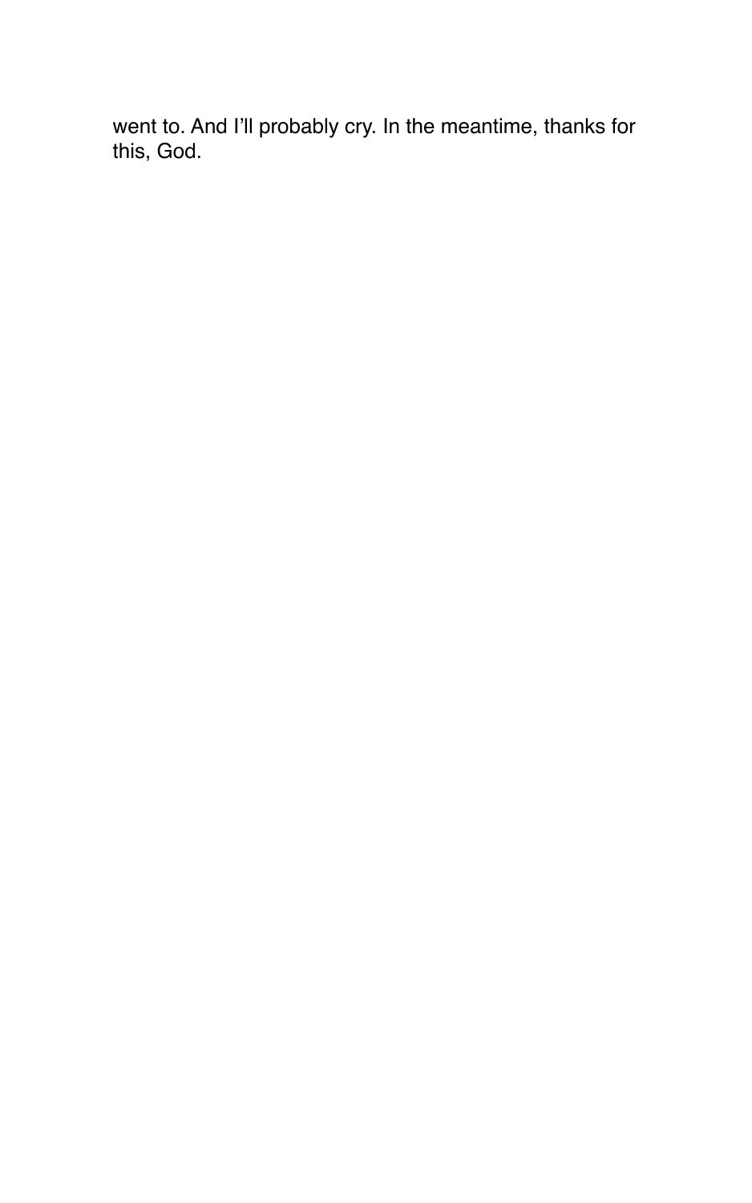went to. And I’ll probably cry. In the meantime, thanks for this, God.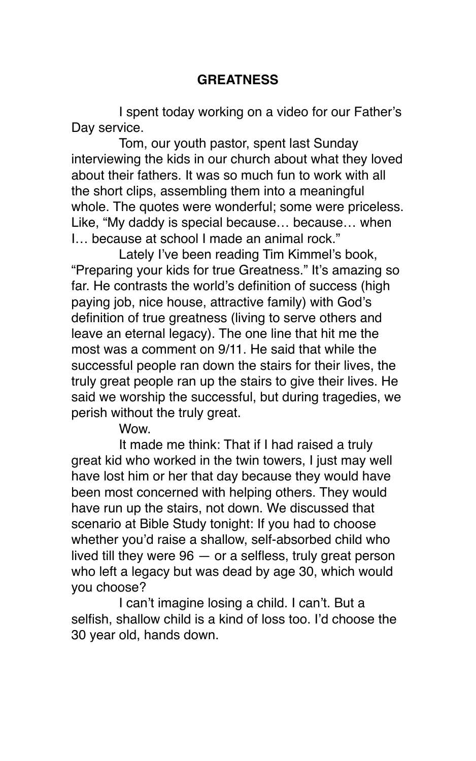## GREATNESS

I spent today working on a video for our Father's Day service.

Tom, our youth pastor, spent last Sunday interviewing the kids in our church about what they loved about their fathers. It was so much fun to work with all the short clips, assembling them into a meaningful whole. The quotes were wonderful; some were priceless. Like, "My daddy is special because… because… when I… because at school I made an animal rock."

Lately I've been reading Tim Kimmel's book, "Preparing your kids for true Greatness." It's amazing so far. He contrasts the world's definition of success (high paying job, nice house, attractive family) with God's definition of true greatness (living to serve others and leave an eternal legacy). The one line that hit me the most was a comment on 9/11. He said that while the successful people ran down the stairs for their lives, the truly great people ran up the stairs to give their lives. He said we worship the successful, but during tragedies, we perish without the truly great.

Wow.

It made me think: That if I had raised a truly great kid who worked in the twin towers, I just may well have lost him or her that day because they would have been most concerned with helping others. They would have run up the stairs, not down. We discussed that scenario at Bible Study tonight: If you had to choose whether you'd raise a shallow, self-absorbed child who lived till they were 96 — or a selfless, truly great person who left a legacy but was dead by age 30, which would you choose?

I can't imagine losing a child. I can't. But a selfish, shallow child is a kind of loss too. I'd choose the 30 year old, hands down.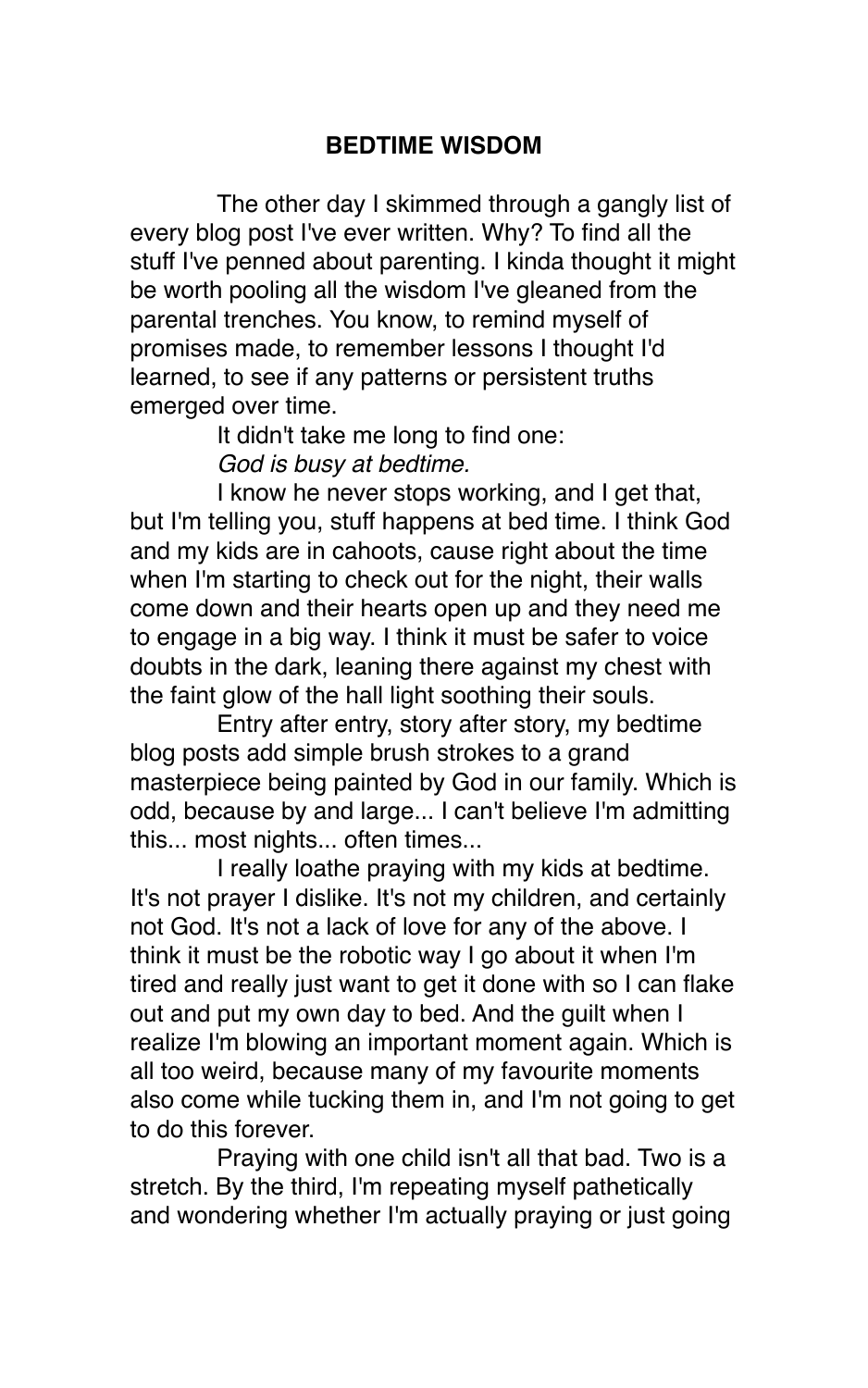## BEDTIME WISDOM

The other day I skimmed through a gangly list of every blog post I've ever written. Why? To find all the stuff I've penned about parenting. I kinda thought it might be worth pooling all the wisdom I've gleaned from the parental trenches. You know, to remind myself of promises made, to remember lessons I thought I'd learned, to see if any patterns or persistent truths emerged over time.

It didn't take me long to find one:

*God is busy at bedtime.*

I know he never stops working, and I get that, but I'm telling you, stuff happens at bed time. I think God and my kids are in cahoots, cause right about the time when I'm starting to check out for the night, their walls come down and their hearts open up and they need me to engage in a big way. I think it must be safer to voice doubts in the dark, leaning there against my chest with the faint glow of the hall light soothing their souls.

Entry after entry, story after story, my bedtime blog posts add simple brush strokes to a grand masterpiece being painted by God in our family. Which is odd, because by and large... I can't believe I'm admitting this... most nights... often times...

I really loathe praying with my kids at bedtime. It's not prayer I dislike. It's not my children, and certainly not God. It's not a lack of love for any of the above. I think it must be the robotic way I go about it when I'm tired and really just want to get it done with so I can flake out and put my own day to bed. And the guilt when I realize I'm blowing an important moment again. Which is all too weird, because many of my favourite moments also come while tucking them in, and I'm not going to get to do this forever.

Praying with one child isn't all that bad. Two is a stretch. By the third, I'm repeating myself pathetically and wondering whether I'm actually praying or just going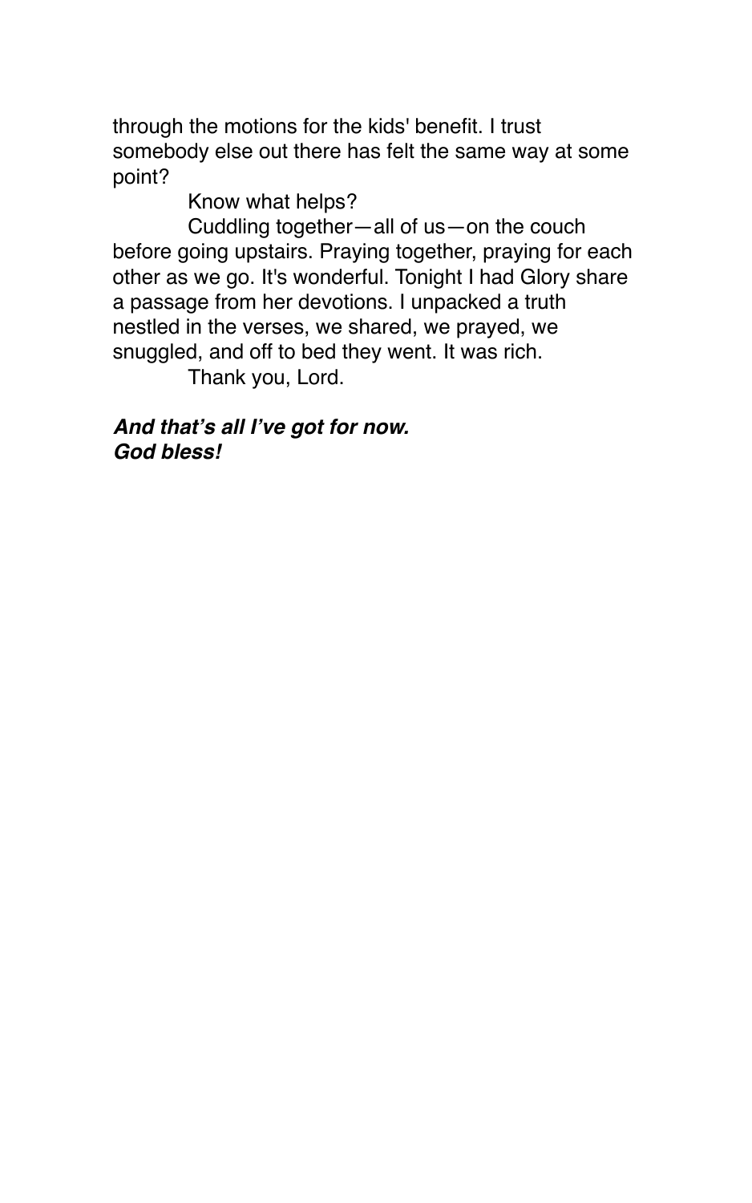through the motions for the kids' benefit. I trust somebody else out there has felt the same way at some point?

Know what helps?

Cuddling together—all of us—on the couch before going upstairs. Praying together, praying for each other as we go. It's wonderful. Tonight I had Glory share a passage from her devotions. I unpacked a truth nestled in the verses, we shared, we prayed, we snuggled, and off to bed they went. It was rich.

Thank you, Lord.

***And that's all I've got for now.***
***God bless!***